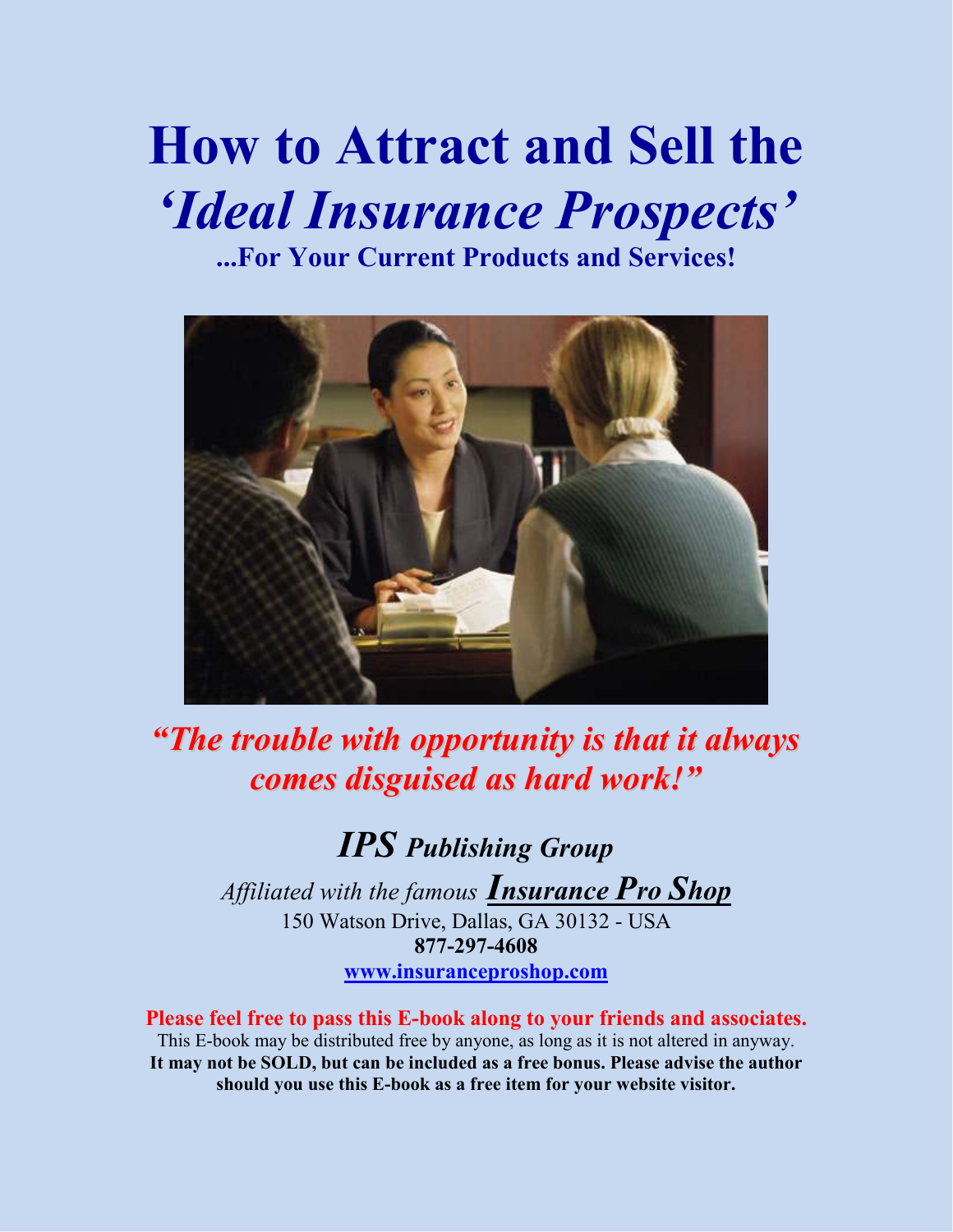# How to Attract and Sell the *'Ideal Insurance Prospects'*

**...For Your Current Products and Services!**

***"The trouble with opportunity is that it always comes disguised as hard work!"***

## *IPS Publishing Group*

*Affiliated with the famous* ***Insurance Pro Shop***

150 Watson Drive, Dallas, GA 30132 - USA

**877-297-4608**

**www.insuranceproshop.com**

**Please feel free to pass this E-book along to your friends and associates.**

This E-book may be distributed free by anyone, as long as it is not altered in anyway.
**It may not be SOLD, but can be included as a free bonus. Please advise the author should you use this E-book as a free item for your website visitor.**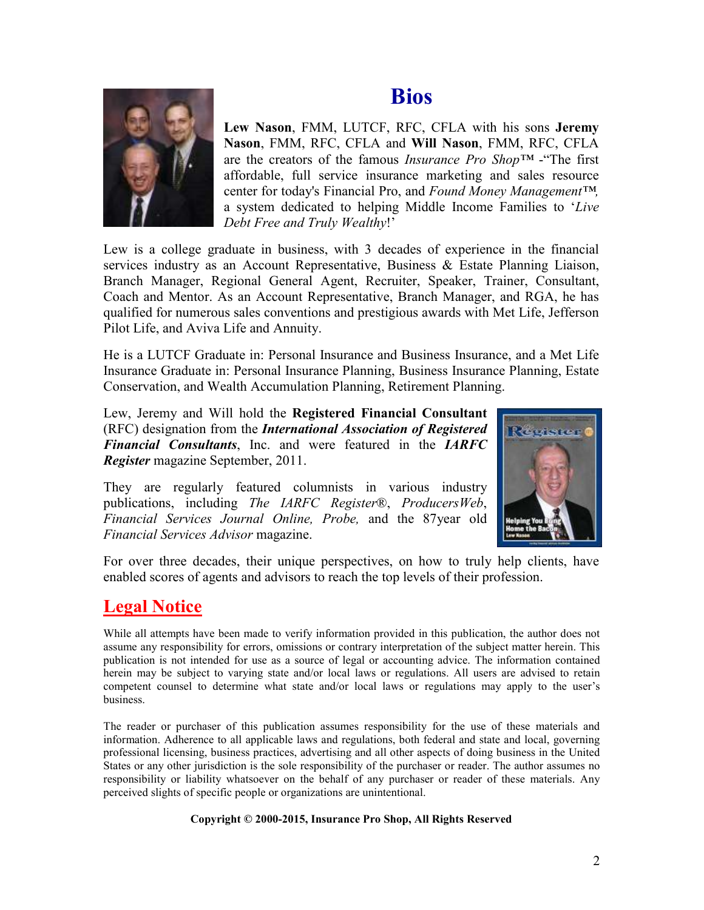# Bios

**Lew Nason**, FMM, LUTCF, RFC, CFLA with his sons **Jeremy Nason**, FMM, RFC, CFLA and **Will Nason**, FMM, RFC, CFLA are the creators of the famous *Insurance Pro Shop™* -"The first affordable, full service insurance marketing and sales resource center for today's Financial Pro, and *Found Money Management™,* a system dedicated to helping Middle Income Families to '*Live Debt Free and Truly Wealthy*!'

Lew is a college graduate in business, with 3 decades of experience in the financial services industry as an Account Representative, Business & Estate Planning Liaison, Branch Manager, Regional General Agent, Recruiter, Speaker, Trainer, Consultant, Coach and Mentor. As an Account Representative, Branch Manager, and RGA, he has qualified for numerous sales conventions and prestigious awards with Met Life, Jefferson Pilot Life, and Aviva Life and Annuity.

He is a LUTCF Graduate in: Personal Insurance and Business Insurance, and a Met Life Insurance Graduate in: Personal Insurance Planning, Business Insurance Planning, Estate Conservation, and Wealth Accumulation Planning, Retirement Planning.

Lew, Jeremy and Will hold the **Registered Financial Consultant** (RFC) designation from the ***International Association of Registered Financial Consultants***, Inc. and were featured in the ***IARFC Register*** magazine September, 2011.

They are regularly featured columnists in various industry publications, including *The IARFC Register®*, *ProducersWeb*, *Financial Services Journal Online, Probe,* and the 87year old *Financial Services Advisor* magazine.

For over three decades, their unique perspectives, on how to truly help clients, have enabled scores of agents and advisors to reach the top levels of their profession.

## Legal Notice

While all attempts have been made to verify information provided in this publication, the author does not assume any responsibility for errors, omissions or contrary interpretation of the subject matter herein. This publication is not intended for use as a source of legal or accounting advice. The information contained herein may be subject to varying state and/or local laws or regulations. All users are advised to retain competent counsel to determine what state and/or local laws or regulations may apply to the user's business.

The reader or purchaser of this publication assumes responsibility for the use of these materials and information. Adherence to all applicable laws and regulations, both federal and state and local, governing professional licensing, business practices, advertising and all other aspects of doing business in the United States or any other jurisdiction is the sole responsibility of the purchaser or reader. The author assumes no responsibility or liability whatsoever on the behalf of any purchaser or reader of these materials. Any perceived slights of specific people or organizations are unintentional.

**Copyright © 2000-2015, Insurance Pro Shop, All Rights Reserved**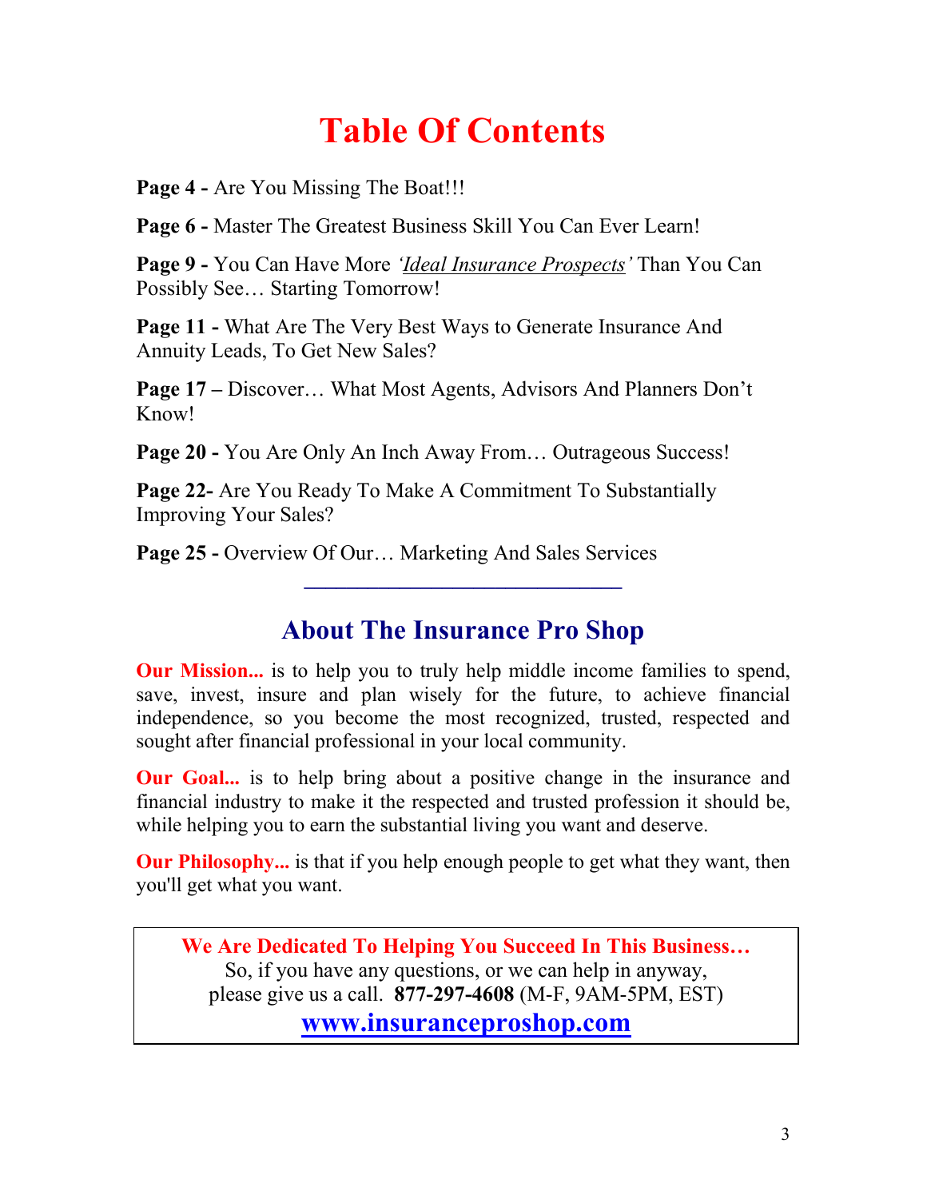# Table Of Contents

**Page 4 -** Are You Missing The Boat!!!

**Page 6 -** Master The Greatest Business Skill You Can Ever Learn!

**Page 9 -** You Can Have More *'Ideal Insurance Prospects'* Than You Can Possibly See… Starting Tomorrow!

**Page 11 -** What Are The Very Best Ways to Generate Insurance And Annuity Leads, To Get New Sales?

**Page 17 –** Discover… What Most Agents, Advisors And Planners Don't Know!

**Page 20 -** You Are Only An Inch Away From… Outrageous Success!

**Page 22-** Are You Ready To Make A Commitment To Substantially Improving Your Sales?

**Page 25 -** Overview Of Our… Marketing And Sales Services

---

## About The Insurance Pro Shop

**Our Mission...** is to help you to truly help middle income families to spend, save, invest, insure and plan wisely for the future, to achieve financial independence, so you become the most recognized, trusted, respected and sought after financial professional in your local community.

**Our Goal...** is to help bring about a positive change in the insurance and financial industry to make it the respected and trusted profession it should be, while helping you to earn the substantial living you want and deserve.

**Our Philosophy...** is that if you help enough people to get what they want, then you'll get what you want.

**We Are Dedicated To Helping You Succeed In This Business…**
So, if you have any questions, or we can help in anyway,
please give us a call. **877-297-4608** (M-F, 9AM-5PM, EST)
**www.insuranceproshop.com**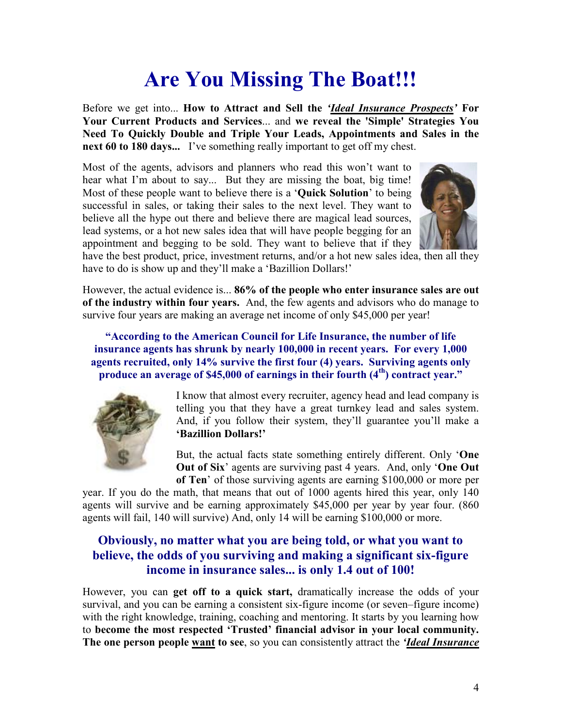# Are You Missing The Boat!!!

Before we get into... **How to Attract and Sell the *'Ideal Insurance Prospects'* For Your Current Products and Services**... and **we reveal the 'Simple' Strategies You Need To Quickly Double and Triple Your Leads, Appointments and Sales in the next 60 to 180 days...** I've something really important to get off my chest.

Most of the agents, advisors and planners who read this won't want to hear what I'm about to say... But they are missing the boat, big time! Most of these people want to believe there is a '**Quick Solution**' to being successful in sales, or taking their sales to the next level. They want to believe all the hype out there and believe there are magical lead sources, lead systems, or a hot new sales idea that will have people begging for an appointment and begging to be sold. They want to believe that if they have the best product, price, investment returns, and/or a hot new sales idea, then all they have to do is show up and they'll make a 'Bazillion Dollars!'

However, the actual evidence is... **86% of the people who enter insurance sales are out of the industry within four years.** And, the few agents and advisors who do manage to survive four years are making an average net income of only $45,000 per year!

**"According to the American Council for Life Insurance, the number of life insurance agents has shrunk by nearly 100,000 in recent years. For every 1,000 agents recruited, only 14% survive the first four (4) years. Surviving agents only produce an average of $45,000 of earnings in their fourth (4th) contract year."**

I know that almost every recruiter, agency head and lead company is telling you that they have a great turnkey lead and sales system. And, if you follow their system, they'll guarantee you'll make a **'Bazillion Dollars!'**

But, the actual facts state something entirely different. Only '**One Out of Six**' agents are surviving past 4 years. And, only '**One Out of Ten**' of those surviving agents are earning $100,000 or more per year. If you do the math, that means that out of 1000 agents hired this year, only 140 agents will survive and be earning approximately $45,000 per year by year four. (860 agents will fail, 140 will survive) And, only 14 will be earning $100,000 or more.

### Obviously, no matter what you are being told, or what you want to believe, the odds of you surviving and making a significant six-figure income in insurance sales... is only 1.4 out of 100!

However, you can **get off to a quick start,** dramatically increase the odds of your survival, and you can be earning a consistent six-figure income (or seven–figure income) with the right knowledge, training, coaching and mentoring. It starts by you learning how to **become the most respected 'Trusted' financial advisor in your local community. The one person people want to see**, so you can consistently attract the ***'Ideal Insurance***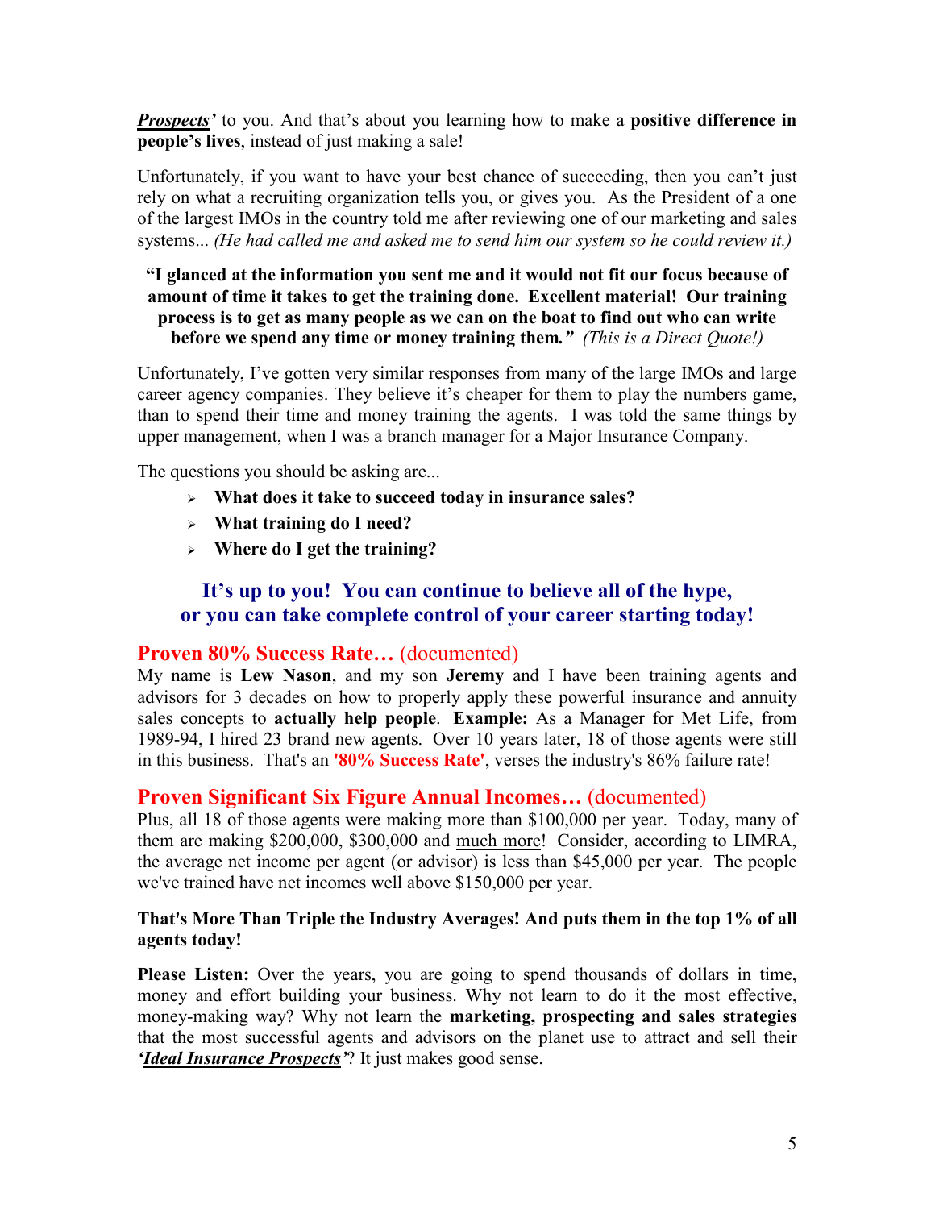***Prospects'*** to you. And that's about you learning how to make a **positive difference in people's lives**, instead of just making a sale!

Unfortunately, if you want to have your best chance of succeeding, then you can't just rely on what a recruiting organization tells you, or gives you. As the President of a one of the largest IMOs in the country told me after reviewing one of our marketing and sales systems... *(He had called me and asked me to send him our system so he could review it.)*

> **"I glanced at the information you sent me and it would not fit our focus because of amount of time it takes to get the training done. Excellent material! Our training process is to get as many people as we can on the boat to find out who can write before we spend any time or money training them."** *(This is a Direct Quote!)*

Unfortunately, I've gotten very similar responses from many of the large IMOs and large career agency companies. They believe it's cheaper for them to play the numbers game, than to spend their time and money training the agents. I was told the same things by upper management, when I was a branch manager for a Major Insurance Company.

The questions you should be asking are...

- **What does it take to succeed today in insurance sales?**
- **What training do I need?**
- **Where do I get the training?**

### It's up to you! You can continue to believe all of the hype, or you can take complete control of your career starting today!

## **Proven 80% Success Rate…** (documented)

My name is **Lew Nason**, and my son **Jeremy** and I have been training agents and advisors for 3 decades on how to properly apply these powerful insurance and annuity sales concepts to **actually help people**. **Example:** As a Manager for Met Life, from 1989-94, I hired 23 brand new agents. Over 10 years later, 18 of those agents were still in this business. That's an **'80% Success Rate'**, verses the industry's 86% failure rate!

## **Proven Significant Six Figure Annual Incomes…** (documented)

Plus, all 18 of those agents were making more than $100,000 per year. Today, many of them are making $200,000, $300,000 and <u>much more</u>! Consider, according to LIMRA, the average net income per agent (or advisor) is less than $45,000 per year. The people we've trained have net incomes well above $150,000 per year.

**That's More Than Triple the Industry Averages! And puts them in the top 1% of all agents today!**

**Please Listen:** Over the years, you are going to spend thousands of dollars in time, money and effort building your business. Why not learn to do it the most effective, money-making way? Why not learn the **marketing, prospecting and sales strategies** that the most successful agents and advisors on the planet use to attract and sell their ***'Ideal Insurance Prospects'***? It just makes good sense.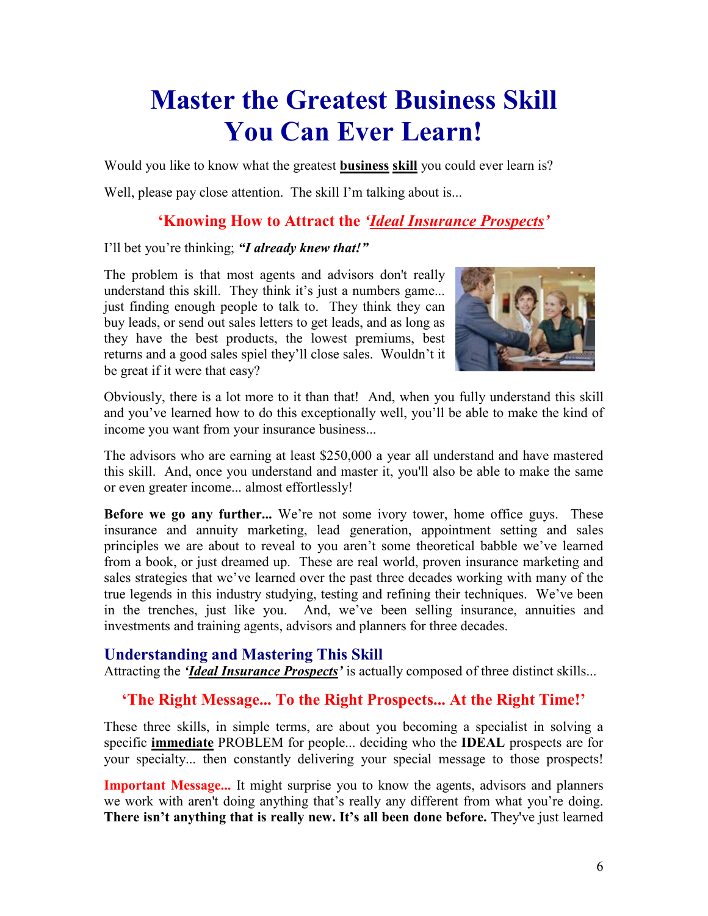# Master the Greatest Business Skill You Can Ever Learn!

Would you like to know what the greatest **business skill** you could ever learn is?

Well, please pay close attention. The skill I'm talking about is...

### 'Knowing How to Attract the *'Ideal Insurance Prospects'*

I'll bet you're thinking; ***"I already knew that!"***

The problem is that most agents and advisors don't really understand this skill. They think it's just a numbers game... just finding enough people to talk to. They think they can buy leads, or send out sales letters to get leads, and as long as they have the best products, the lowest premiums, best returns and a good sales spiel they'll close sales. Wouldn't it be great if it were that easy?

Obviously, there is a lot more to it than that! And, when you fully understand this skill and you've learned how to do this exceptionally well, you'll be able to make the kind of income you want from your insurance business...

The advisors who are earning at least $250,000 a year all understand and have mastered this skill. And, once you understand and master it, you'll also be able to make the same or even greater income... almost effortlessly!

**Before we go any further...** We're not some ivory tower, home office guys. These insurance and annuity marketing, lead generation, appointment setting and sales principles we are about to reveal to you aren't some theoretical babble we've learned from a book, or just dreamed up. These are real world, proven insurance marketing and sales strategies that we've learned over the past three decades working with many of the true legends in this industry studying, testing and refining their techniques. We've been in the trenches, just like you. And, we've been selling insurance, annuities and investments and training agents, advisors and planners for three decades.

## Understanding and Mastering This Skill

Attracting the ***'Ideal Insurance Prospects'*** is actually composed of three distinct skills...

### 'The Right Message... To the Right Prospects... At the Right Time!'

These three skills, in simple terms, are about you becoming a specialist in solving a specific **immediate** PROBLEM for people... deciding who the **IDEAL** prospects are for your specialty... then constantly delivering your special message to those prospects!

**Important Message...** It might surprise you to know the agents, advisors and planners we work with aren't doing anything that's really any different from what you're doing. **There isn't anything that is really new. It's all been done before.** They've just learned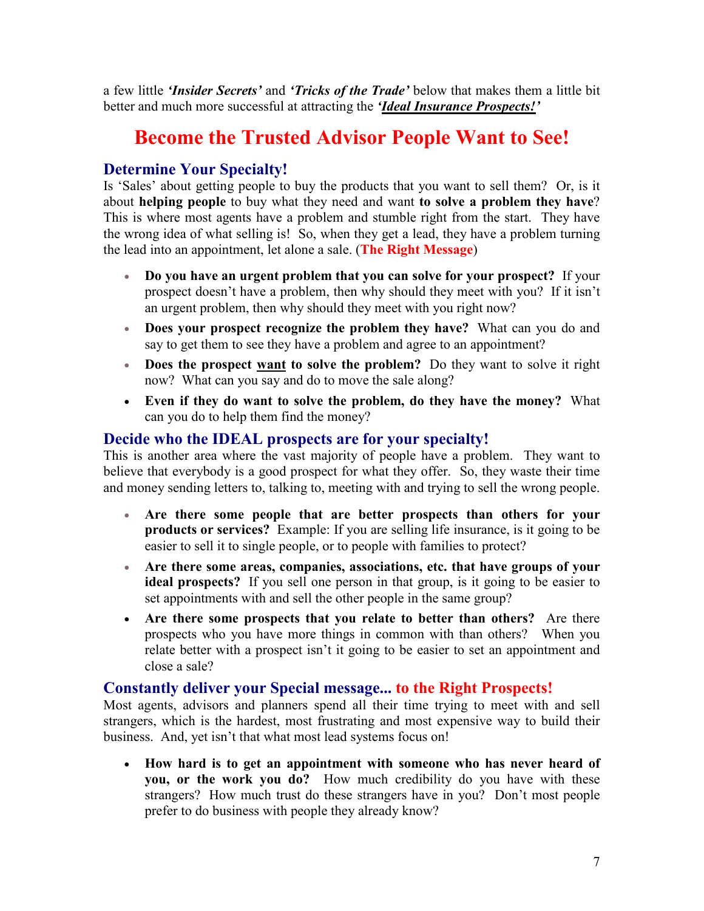a few little ***'Insider Secrets'*** and ***'Tricks of the Trade'*** below that makes them a little bit better and much more successful at attracting the ***'Ideal Insurance Prospects!'***

# Become the Trusted Advisor People Want to See!

## Determine Your Specialty!

Is 'Sales' about getting people to buy the products that you want to sell them? Or, is it about **helping people** to buy what they need and want **to solve a problem they have**? This is where most agents have a problem and stumble right from the start. They have the wrong idea of what selling is! So, when they get a lead, they have a problem turning the lead into an appointment, let alone a sale. (**The Right Message**)

- **Do you have an urgent problem that you can solve for your prospect?** If your prospect doesn't have a problem, then why should they meet with you? If it isn't an urgent problem, then why should they meet with you right now?
- **Does your prospect recognize the problem they have?** What can you do and say to get them to see they have a problem and agree to an appointment?
- **Does the prospect <u>want</u> to solve the problem?** Do they want to solve it right now? What can you say and do to move the sale along?
- **Even if they do want to solve the problem, do they have the money?** What can you do to help them find the money?

## Decide who the IDEAL prospects are for your specialty!

This is another area where the vast majority of people have a problem. They want to believe that everybody is a good prospect for what they offer. So, they waste their time and money sending letters to, talking to, meeting with and trying to sell the wrong people.

- **Are there some people that are better prospects than others for your products or services?** Example: If you are selling life insurance, is it going to be easier to sell it to single people, or to people with families to protect?
- **Are there some areas, companies, associations, etc. that have groups of your ideal prospects?** If you sell one person in that group, is it going to be easier to set appointments with and sell the other people in the same group?
- **Are there some prospects that you relate to better than others?** Are there prospects who you have more things in common with than others? When you relate better with a prospect isn't it going to be easier to set an appointment and close a sale?

## Constantly deliver your Special message... to the Right Prospects!

Most agents, advisors and planners spend all their time trying to meet with and sell strangers, which is the hardest, most frustrating and most expensive way to build their business. And, yet isn't that what most lead systems focus on!

- **How hard is to get an appointment with someone who has never heard of you, or the work you do?** How much credibility do you have with these strangers? How much trust do these strangers have in you? Don't most people prefer to do business with people they already know?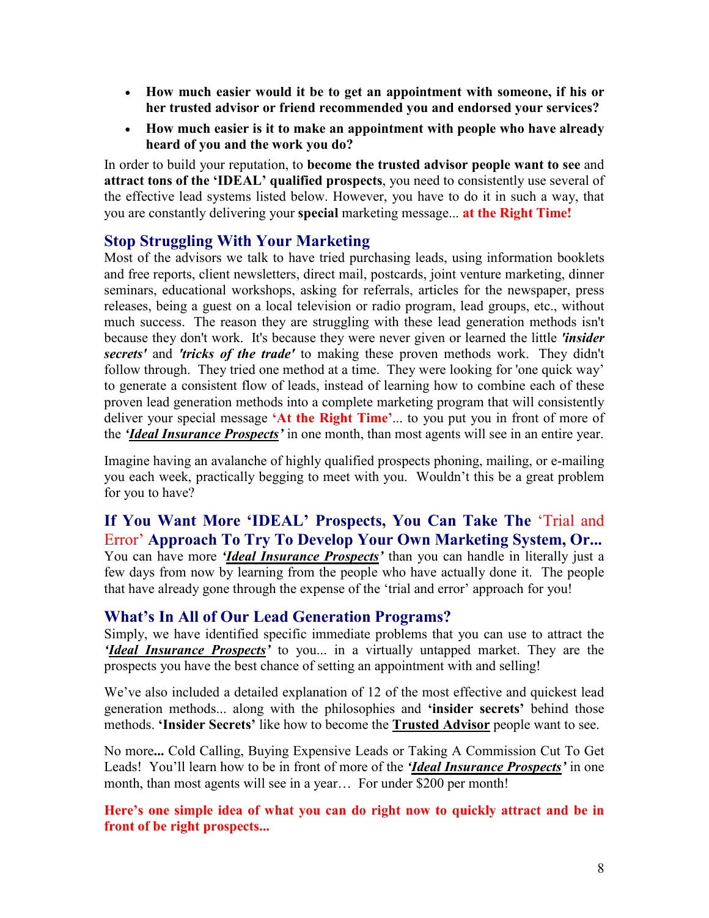- **How much easier would it be to get an appointment with someone, if his or her trusted advisor or friend recommended you and endorsed your services?**
- **How much easier is it to make an appointment with people who have already heard of you and the work you do?**

In order to build your reputation, to **become the trusted advisor people want to see** and **attract tons of the 'IDEAL' qualified prospects**, you need to consistently use several of the effective lead systems listed below. However, you have to do it in such a way, that you are constantly delivering your **special** marketing message... **at the Right Time!**

## Stop Struggling With Your Marketing

Most of the advisors we talk to have tried purchasing leads, using information booklets and free reports, client newsletters, direct mail, postcards, joint venture marketing, dinner seminars, educational workshops, asking for referrals, articles for the newspaper, press releases, being a guest on a local television or radio program, lead groups, etc., without much success. The reason they are struggling with these lead generation methods isn't because they don't work. It's because they were never given or learned the little ***'insider secrets'*** and ***'tricks of the trade'*** to making these proven methods work. They didn't follow through. They tried one method at a time. They were looking for 'one quick way' to generate a consistent flow of leads, instead of learning how to combine each of these proven lead generation methods into a complete marketing program that will consistently deliver your special message **'At the Right Time'**... to you put you in front of more of the ***'<u>Ideal Insurance Prospects</u>'*** in one month, than most agents will see in an entire year.

Imagine having an avalanche of highly qualified prospects phoning, mailing, or e-mailing you each week, practically begging to meet with you. Wouldn't this be a great problem for you to have?

## If You Want More 'IDEAL' Prospects, You Can Take The 'Trial and Error' Approach To Try To Develop Your Own Marketing System, Or...

You can have more ***'<u>Ideal Insurance Prospects</u>'*** than you can handle in literally just a few days from now by learning from the people who have actually done it. The people that have already gone through the expense of the 'trial and error' approach for you!

## What's In All of Our Lead Generation Programs?

Simply, we have identified specific immediate problems that you can use to attract the ***'<u>Ideal Insurance Prospects</u>'*** to you... in a virtually untapped market. They are the prospects you have the best chance of setting an appointment with and selling!

We've also included a detailed explanation of 12 of the most effective and quickest lead generation methods... along with the philosophies and **'insider secrets'** behind those methods. **'Insider Secrets'** like how to become the **<u>Trusted Advisor</u>** people want to see.

No more**...** Cold Calling, Buying Expensive Leads or Taking A Commission Cut To Get Leads! You'll learn how to be in front of more of the ***'<u>Ideal Insurance Prospects</u>'*** in one month, than most agents will see in a year… For under $200 per month!

**Here's one simple idea of what you can do right now to quickly attract and be in front of be right prospects...**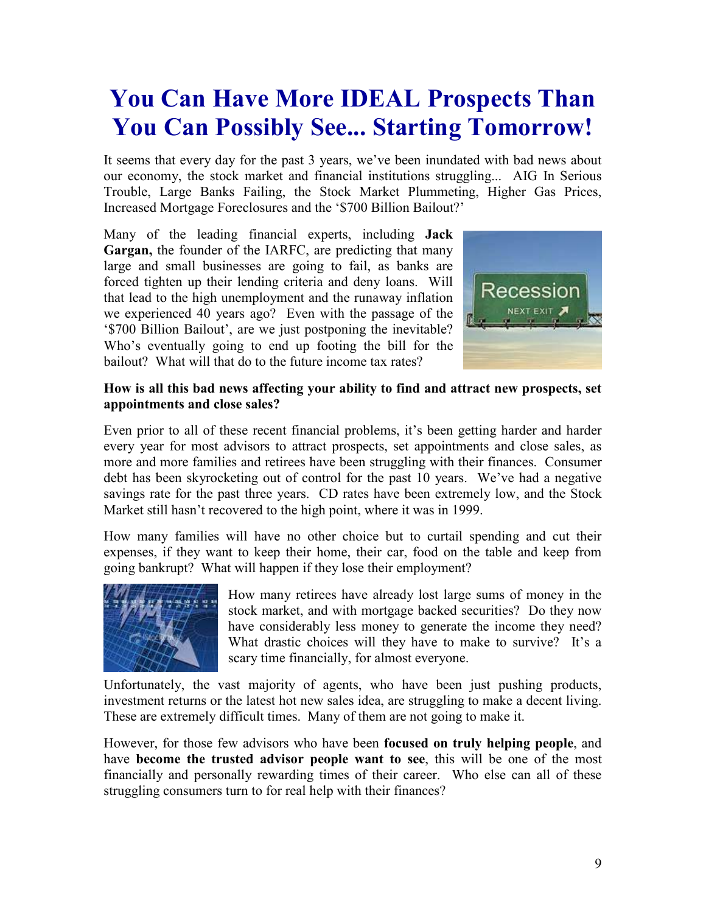# You Can Have More IDEAL Prospects Than You Can Possibly See... Starting Tomorrow!

It seems that every day for the past 3 years, we've been inundated with bad news about our economy, the stock market and financial institutions struggling... AIG In Serious Trouble, Large Banks Failing, the Stock Market Plummeting, Higher Gas Prices, Increased Mortgage Foreclosures and the '\$700 Billion Bailout?'

Many of the leading financial experts, including **Jack Gargan,** the founder of the IARFC, are predicting that many large and small businesses are going to fail, as banks are forced tighten up their lending criteria and deny loans. Will that lead to the high unemployment and the runaway inflation we experienced 40 years ago? Even with the passage of the '\$700 Billion Bailout', are we just postponing the inevitable? Who's eventually going to end up footing the bill for the bailout? What will that do to the future income tax rates?

**How is all this bad news affecting your ability to find and attract new prospects, set appointments and close sales?**

Even prior to all of these recent financial problems, it's been getting harder and harder every year for most advisors to attract prospects, set appointments and close sales, as more and more families and retirees have been struggling with their finances. Consumer debt has been skyrocketing out of control for the past 10 years. We've had a negative savings rate for the past three years. CD rates have been extremely low, and the Stock Market still hasn't recovered to the high point, where it was in 1999.

How many families will have no other choice but to curtail spending and cut their expenses, if they want to keep their home, their car, food on the table and keep from going bankrupt? What will happen if they lose their employment?

How many retirees have already lost large sums of money in the stock market, and with mortgage backed securities? Do they now have considerably less money to generate the income they need? What drastic choices will they have to make to survive? It's a scary time financially, for almost everyone.

Unfortunately, the vast majority of agents, who have been just pushing products, investment returns or the latest hot new sales idea, are struggling to make a decent living. These are extremely difficult times. Many of them are not going to make it.

However, for those few advisors who have been **focused on truly helping people**, and have **become the trusted advisor people want to see**, this will be one of the most financially and personally rewarding times of their career. Who else can all of these struggling consumers turn to for real help with their finances?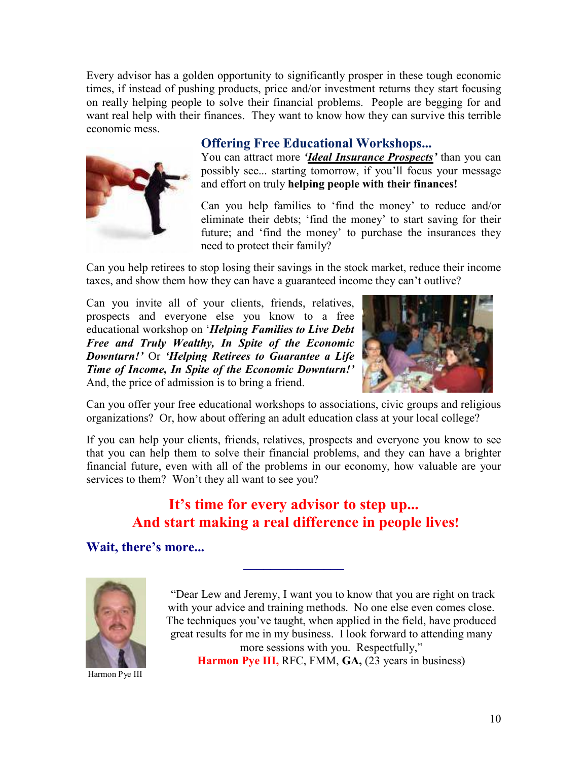Every advisor has a golden opportunity to significantly prosper in these tough economic times, if instead of pushing products, price and/or investment returns they start focusing on really helping people to solve their financial problems. People are begging for and want real help with their finances. They want to know how they can survive this terrible economic mess.

### Offering Free Educational Workshops...

You can attract more ***'Ideal Insurance Prospects'*** than you can possibly see... starting tomorrow, if you'll focus your message and effort on truly **helping people with their finances!**

Can you help families to 'find the money' to reduce and/or eliminate their debts; 'find the money' to start saving for their future; and 'find the money' to purchase the insurances they need to protect their family?

Can you help retirees to stop losing their savings in the stock market, reduce their income taxes, and show them how they can have a guaranteed income they can't outlive?

Can you invite all of your clients, friends, relatives, prospects and everyone else you know to a free educational workshop on '***Helping Families to Live Debt Free and Truly Wealthy, In Spite of the Economic Downturn!'*** Or ***'Helping Retirees to Guarantee a Life Time of Income, In Spite of the Economic Downturn!'*** And, the price of admission is to bring a friend.

Can you offer your free educational workshops to associations, civic groups and religious organizations? Or, how about offering an adult education class at your local college?

If you can help your clients, friends, relatives, prospects and everyone you know to see that you can help them to solve their financial problems, and they can have a brighter financial future, even with all of the problems in our economy, how valuable are your services to them? Won't they all want to see you?

## It's time for every advisor to step up... And start making a real difference in people lives!

### Wait, there's more...

---

"Dear Lew and Jeremy, I want you to know that you are right on track with your advice and training methods. No one else even comes close. The techniques you've taught, when applied in the field, have produced great results for me in my business. I look forward to attending many more sessions with you. Respectfully,"

**Harmon Pye III,** RFC, FMM, **GA,** (23 years in business)

Harmon Pye III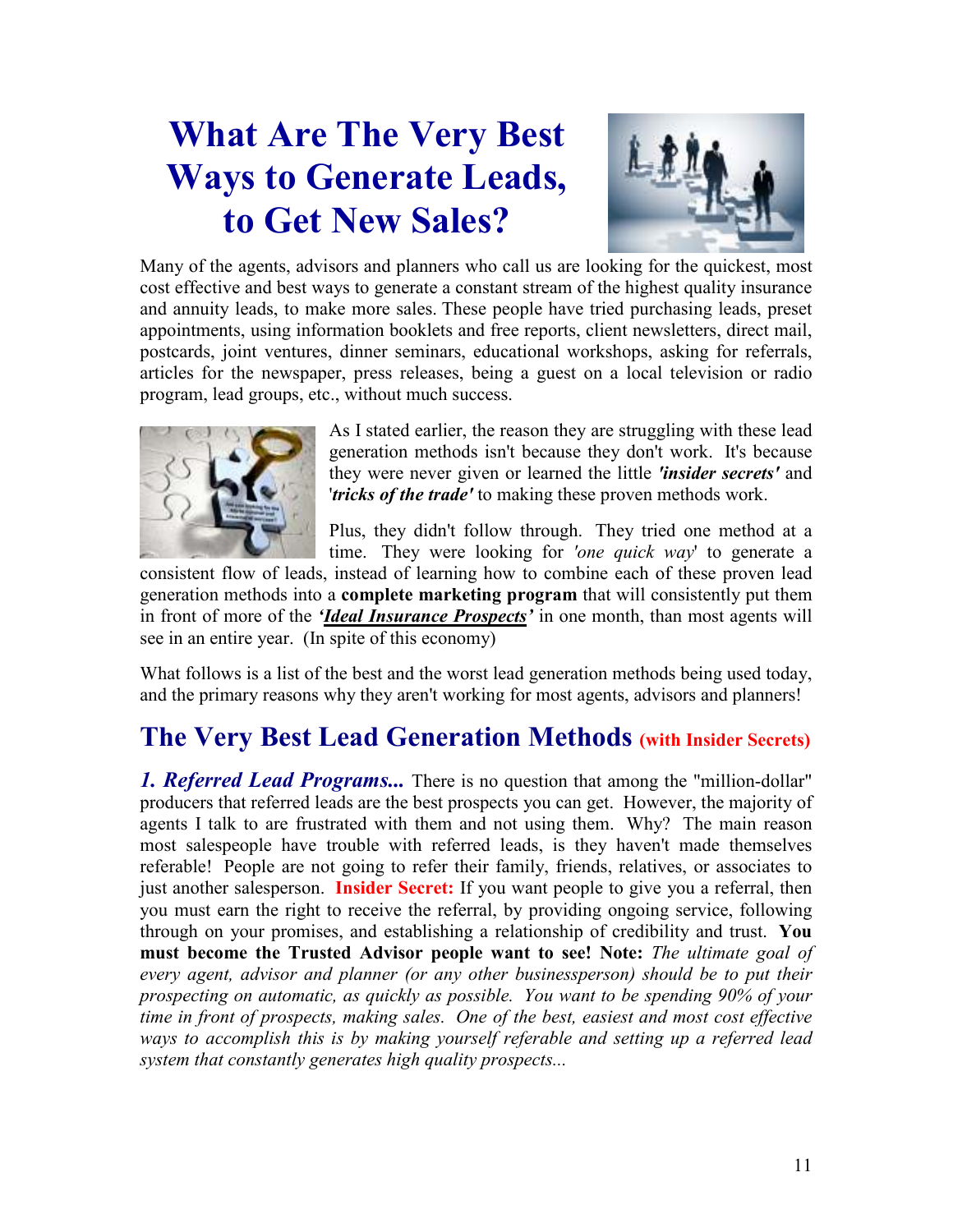# What Are The Very Best Ways to Generate Leads, to Get New Sales?

Many of the agents, advisors and planners who call us are looking for the quickest, most cost effective and best ways to generate a constant stream of the highest quality insurance and annuity leads, to make more sales. These people have tried purchasing leads, preset appointments, using information booklets and free reports, client newsletters, direct mail, postcards, joint ventures, dinner seminars, educational workshops, asking for referrals, articles for the newspaper, press releases, being a guest on a local television or radio program, lead groups, etc., without much success.

As I stated earlier, the reason they are struggling with these lead generation methods isn't because they don't work. It's because they were never given or learned the little ***'insider secrets'*** and '***tricks of the trade'*** to making these proven methods work.

Plus, they didn't follow through. They tried one method at a time. They were looking for *'one quick way'* to generate a consistent flow of leads, instead of learning how to combine each of these proven lead generation methods into a **complete marketing program** that will consistently put them in front of more of the ***'Ideal Insurance Prospects'*** in one month, than most agents will see in an entire year. (In spite of this economy)

What follows is a list of the best and the worst lead generation methods being used today, and the primary reasons why they aren't working for most agents, advisors and planners!

## The Very Best Lead Generation Methods (with Insider Secrets)

***1. Referred Lead Programs...*** There is no question that among the "million-dollar" producers that referred leads are the best prospects you can get. However, the majority of agents I talk to are frustrated with them and not using them. Why? The main reason most salespeople have trouble with referred leads, is they haven't made themselves referable! People are not going to refer their family, friends, relatives, or associates to just another salesperson. **Insider Secret:** If you want people to give you a referral, then you must earn the right to receive the referral, by providing ongoing service, following through on your promises, and establishing a relationship of credibility and trust. **You must become the Trusted Advisor people want to see! Note:** *The ultimate goal of every agent, advisor and planner (or any other businessperson) should be to put their prospecting on automatic, as quickly as possible. You want to be spending 90% of your time in front of prospects, making sales. One of the best, easiest and most cost effective ways to accomplish this is by making yourself referable and setting up a referred lead system that constantly generates high quality prospects...*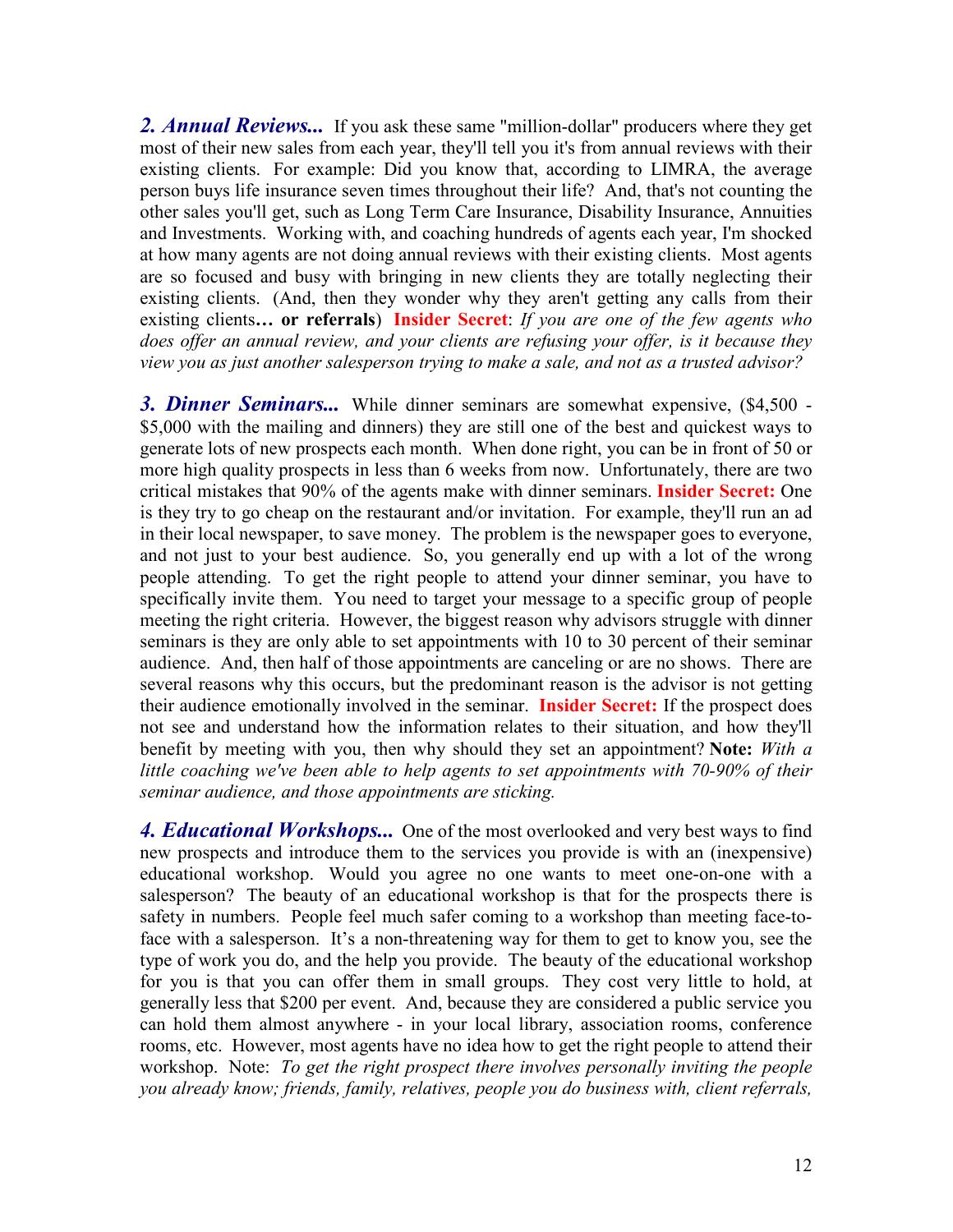***2. Annual Reviews...*** If you ask these same "million-dollar" producers where they get most of their new sales from each year, they'll tell you it's from annual reviews with their existing clients. For example: Did you know that, according to LIMRA, the average person buys life insurance seven times throughout their life? And, that's not counting the other sales you'll get, such as Long Term Care Insurance, Disability Insurance, Annuities and Investments. Working with, and coaching hundreds of agents each year, I'm shocked at how many agents are not doing annual reviews with their existing clients. Most agents are so focused and busy with bringing in new clients they are totally neglecting their existing clients. (And, then they wonder why they aren't getting any calls from their existing clients**… or referrals**) **Insider Secret**: *If you are one of the few agents who does offer an annual review, and your clients are refusing your offer, is it because they view you as just another salesperson trying to make a sale, and not as a trusted advisor?*

***3. Dinner Seminars...*** While dinner seminars are somewhat expensive, ($4,500 - $5,000 with the mailing and dinners) they are still one of the best and quickest ways to generate lots of new prospects each month. When done right, you can be in front of 50 or more high quality prospects in less than 6 weeks from now. Unfortunately, there are two critical mistakes that 90% of the agents make with dinner seminars. **Insider Secret:** One is they try to go cheap on the restaurant and/or invitation. For example, they'll run an ad in their local newspaper, to save money. The problem is the newspaper goes to everyone, and not just to your best audience. So, you generally end up with a lot of the wrong people attending. To get the right people to attend your dinner seminar, you have to specifically invite them. You need to target your message to a specific group of people meeting the right criteria. However, the biggest reason why advisors struggle with dinner seminars is they are only able to set appointments with 10 to 30 percent of their seminar audience. And, then half of those appointments are canceling or are no shows. There are several reasons why this occurs, but the predominant reason is the advisor is not getting their audience emotionally involved in the seminar. **Insider Secret:** If the prospect does not see and understand how the information relates to their situation, and how they'll benefit by meeting with you, then why should they set an appointment? **Note:** *With a little coaching we've been able to help agents to set appointments with 70-90% of their seminar audience, and those appointments are sticking.*

***4. Educational Workshops...*** One of the most overlooked and very best ways to find new prospects and introduce them to the services you provide is with an (inexpensive) educational workshop. Would you agree no one wants to meet one-on-one with a salesperson? The beauty of an educational workshop is that for the prospects there is safety in numbers. People feel much safer coming to a workshop than meeting face-to-face with a salesperson. It's a non-threatening way for them to get to know you, see the type of work you do, and the help you provide. The beauty of the educational workshop for you is that you can offer them in small groups. They cost very little to hold, at generally less that $200 per event. And, because they are considered a public service you can hold them almost anywhere - in your local library, association rooms, conference rooms, etc. However, most agents have no idea how to get the right people to attend their workshop. Note: *To get the right prospect there involves personally inviting the people you already know; friends, family, relatives, people you do business with, client referrals,*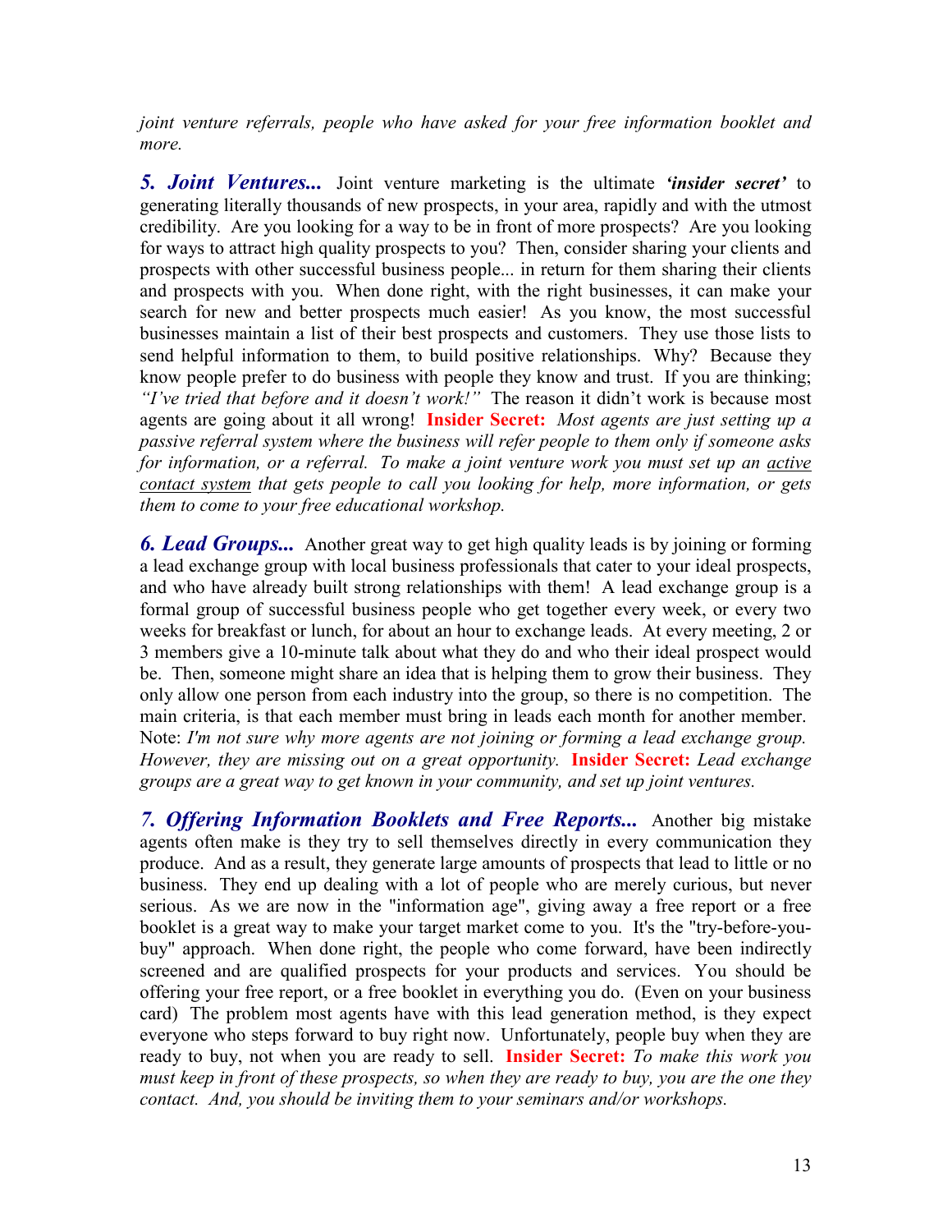*joint venture referrals, people who have asked for your free information booklet and more.*

***5. Joint Ventures...*** Joint venture marketing is the ultimate ***'insider secret'*** to generating literally thousands of new prospects, in your area, rapidly and with the utmost credibility. Are you looking for a way to be in front of more prospects? Are you looking for ways to attract high quality prospects to you? Then, consider sharing your clients and prospects with other successful business people... in return for them sharing their clients and prospects with you. When done right, with the right businesses, it can make your search for new and better prospects much easier! As you know, the most successful businesses maintain a list of their best prospects and customers. They use those lists to send helpful information to them, to build positive relationships. Why? Because they know people prefer to do business with people they know and trust. If you are thinking; *"I've tried that before and it doesn't work!"* The reason it didn't work is because most agents are going about it all wrong! **Insider Secret:** *Most agents are just setting up a passive referral system where the business will refer people to them only if someone asks for information, or a referral. To make a joint venture work you must set up an* <u>*active contact system*</u> *that gets people to call you looking for help, more information, or gets them to come to your free educational workshop.*

***6. Lead Groups...*** Another great way to get high quality leads is by joining or forming a lead exchange group with local business professionals that cater to your ideal prospects, and who have already built strong relationships with them! A lead exchange group is a formal group of successful business people who get together every week, or every two weeks for breakfast or lunch, for about an hour to exchange leads. At every meeting, 2 or 3 members give a 10-minute talk about what they do and who their ideal prospect would be. Then, someone might share an idea that is helping them to grow their business. They only allow one person from each industry into the group, so there is no competition. The main criteria, is that each member must bring in leads each month for another member. Note: *I'm not sure why more agents are not joining or forming a lead exchange group. However, they are missing out on a great opportunity.* **Insider Secret:** *Lead exchange groups are a great way to get known in your community, and set up joint ventures.*

***7. Offering Information Booklets and Free Reports...*** Another big mistake agents often make is they try to sell themselves directly in every communication they produce. And as a result, they generate large amounts of prospects that lead to little or no business. They end up dealing with a lot of people who are merely curious, but never serious. As we are now in the "information age", giving away a free report or a free booklet is a great way to make your target market come to you. It's the "try-before-you-buy" approach. When done right, the people who come forward, have been indirectly screened and are qualified prospects for your products and services. You should be offering your free report, or a free booklet in everything you do. (Even on your business card) The problem most agents have with this lead generation method, is they expect everyone who steps forward to buy right now. Unfortunately, people buy when they are ready to buy, not when you are ready to sell. **Insider Secret:** *To make this work you must keep in front of these prospects, so when they are ready to buy, you are the one they contact. And, you should be inviting them to your seminars and/or workshops.*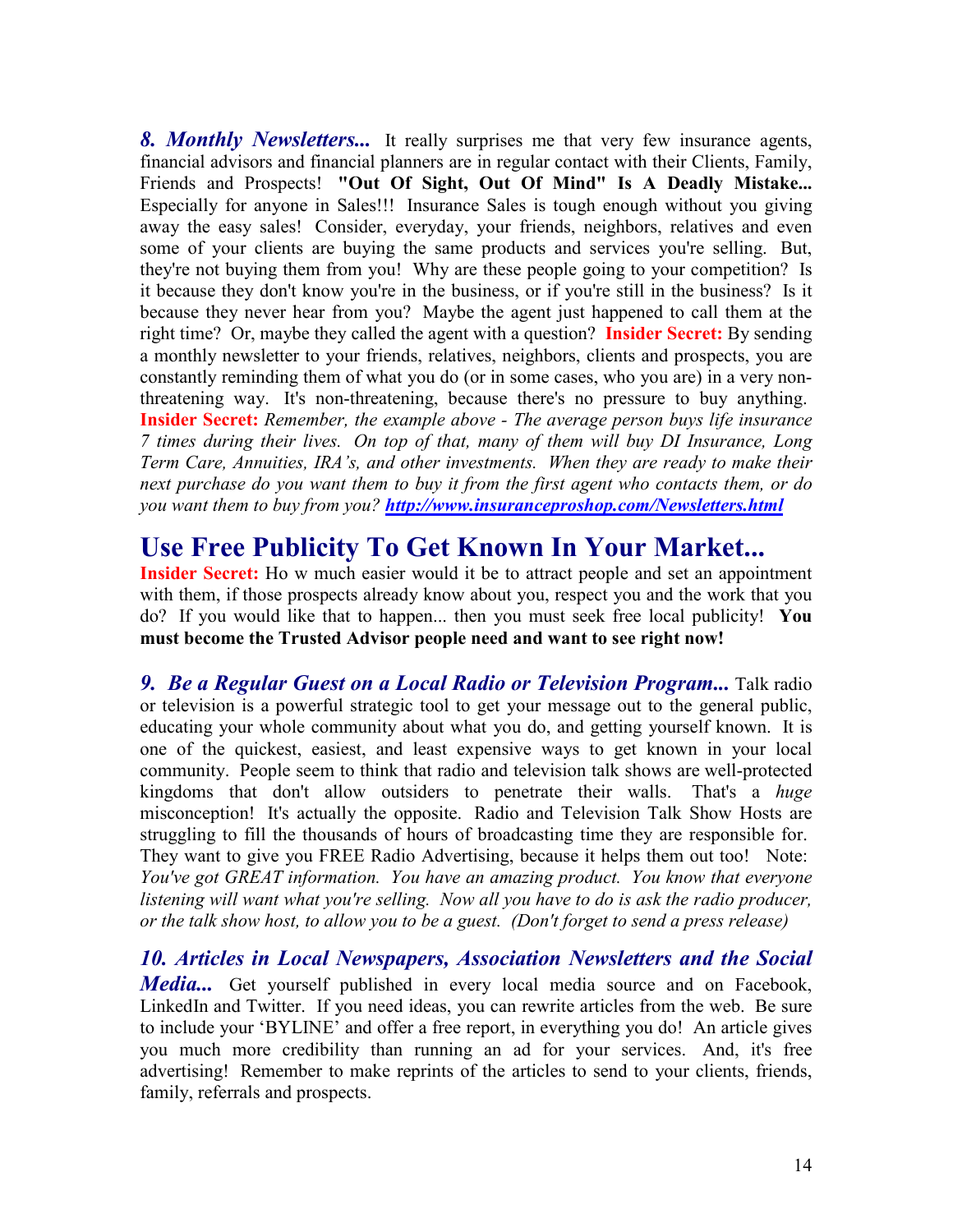***8. Monthly Newsletters...*** It really surprises me that very few insurance agents, financial advisors and financial planners are in regular contact with their Clients, Family, Friends and Prospects! **"Out Of Sight, Out Of Mind" Is A Deadly Mistake...** Especially for anyone in Sales!!! Insurance Sales is tough enough without you giving away the easy sales! Consider, everyday, your friends, neighbors, relatives and even some of your clients are buying the same products and services you're selling. But, they're not buying them from you! Why are these people going to your competition? Is it because they don't know you're in the business, or if you're still in the business? Is it because they never hear from you? Maybe the agent just happened to call them at the right time? Or, maybe they called the agent with a question? **Insider Secret:** By sending a monthly newsletter to your friends, relatives, neighbors, clients and prospects, you are constantly reminding them of what you do (or in some cases, who you are) in a very non-threatening way. It's non-threatening, because there's no pressure to buy anything. **Insider Secret:** *Remember, the example above - The average person buys life insurance 7 times during their lives. On top of that, many of them will buy DI Insurance, Long Term Care, Annuities, IRA's, and other investments. When they are ready to make their next purchase do you want them to buy it from the first agent who contacts them, or do you want them to buy from you?* ***http://www.insuranceproshop.com/Newsletters.html***

## Use Free Publicity To Get Known In Your Market...

**Insider Secret:** Ho w much easier would it be to attract people and set an appointment with them, if those prospects already know about you, respect you and the work that you do? If you would like that to happen... then you must seek free local publicity! **You must become the Trusted Advisor people need and want to see right now!**

***9. Be a Regular Guest on a Local Radio or Television Program...*** Talk radio or television is a powerful strategic tool to get your message out to the general public, educating your whole community about what you do, and getting yourself known. It is one of the quickest, easiest, and least expensive ways to get known in your local community. People seem to think that radio and television talk shows are well-protected kingdoms that don't allow outsiders to penetrate their walls. That's a *huge* misconception! It's actually the opposite. Radio and Television Talk Show Hosts are struggling to fill the thousands of hours of broadcasting time they are responsible for. They want to give you FREE Radio Advertising, because it helps them out too! Note: *You've got GREAT information. You have an amazing product. You know that everyone listening will want what you're selling. Now all you have to do is ask the radio producer, or the talk show host, to allow you to be a guest. (Don't forget to send a press release)*

***10. Articles in Local Newspapers, Association Newsletters and the Social Media...*** Get yourself published in every local media source and on Facebook, LinkedIn and Twitter. If you need ideas, you can rewrite articles from the web. Be sure to include your 'BYLINE' and offer a free report, in everything you do! An article gives you much more credibility than running an ad for your services. And, it's free advertising! Remember to make reprints of the articles to send to your clients, friends, family, referrals and prospects.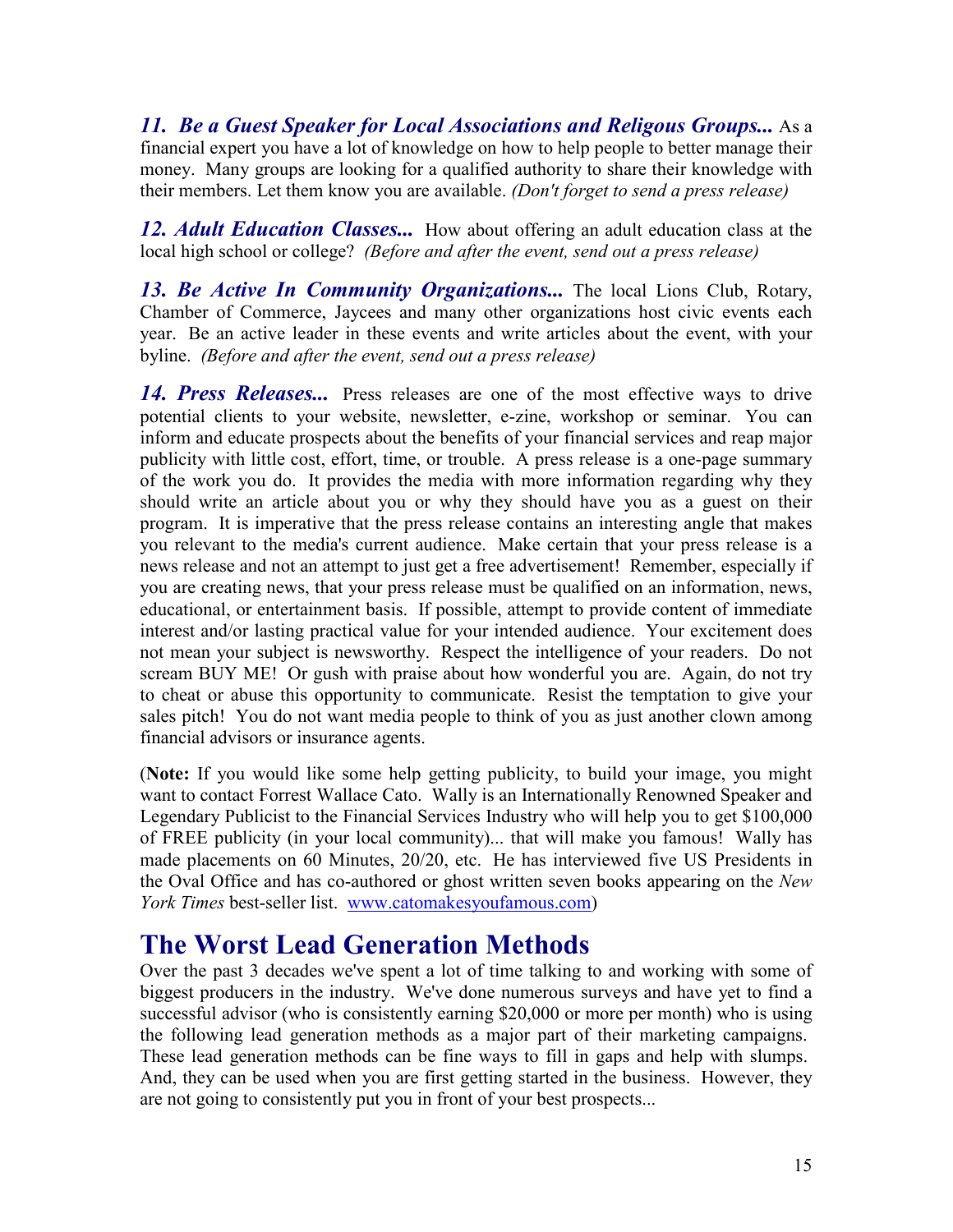***11. Be a Guest Speaker for Local Associations and Religous Groups...*** As a financial expert you have a lot of knowledge on how to help people to better manage their money. Many groups are looking for a qualified authority to share their knowledge with their members. Let them know you are available. *(Don't forget to send a press release)*

***12. Adult Education Classes...*** How about offering an adult education class at the local high school or college? *(Before and after the event, send out a press release)*

***13. Be Active In Community Organizations...*** The local Lions Club, Rotary, Chamber of Commerce, Jaycees and many other organizations host civic events each year. Be an active leader in these events and write articles about the event, with your byline. *(Before and after the event, send out a press release)*

***14. Press Releases...*** Press releases are one of the most effective ways to drive potential clients to your website, newsletter, e-zine, workshop or seminar. You can inform and educate prospects about the benefits of your financial services and reap major publicity with little cost, effort, time, or trouble. A press release is a one-page summary of the work you do. It provides the media with more information regarding why they should write an article about you or why they should have you as a guest on their program. It is imperative that the press release contains an interesting angle that makes you relevant to the media's current audience. Make certain that your press release is a news release and not an attempt to just get a free advertisement! Remember, especially if you are creating news, that your press release must be qualified on an information, news, educational, or entertainment basis. If possible, attempt to provide content of immediate interest and/or lasting practical value for your intended audience. Your excitement does not mean your subject is newsworthy. Respect the intelligence of your readers. Do not scream BUY ME! Or gush with praise about how wonderful you are. Again, do not try to cheat or abuse this opportunity to communicate. Resist the temptation to give your sales pitch! You do not want media people to think of you as just another clown among financial advisors or insurance agents.

(**Note:** If you would like some help getting publicity, to build your image, you might want to contact Forrest Wallace Cato. Wally is an Internationally Renowned Speaker and Legendary Publicist to the Financial Services Industry who will help you to get $100,000 of FREE publicity (in your local community)... that will make you famous! Wally has made placements on 60 Minutes, 20/20, etc. He has interviewed five US Presidents in the Oval Office and has co-authored or ghost written seven books appearing on the *New York Times* best-seller list. www.catomakesyoufamous.com)

## The Worst Lead Generation Methods

Over the past 3 decades we've spent a lot of time talking to and working with some of biggest producers in the industry. We've done numerous surveys and have yet to find a successful advisor (who is consistently earning $20,000 or more per month) who is using the following lead generation methods as a major part of their marketing campaigns. These lead generation methods can be fine ways to fill in gaps and help with slumps. And, they can be used when you are first getting started in the business. However, they are not going to consistently put you in front of your best prospects...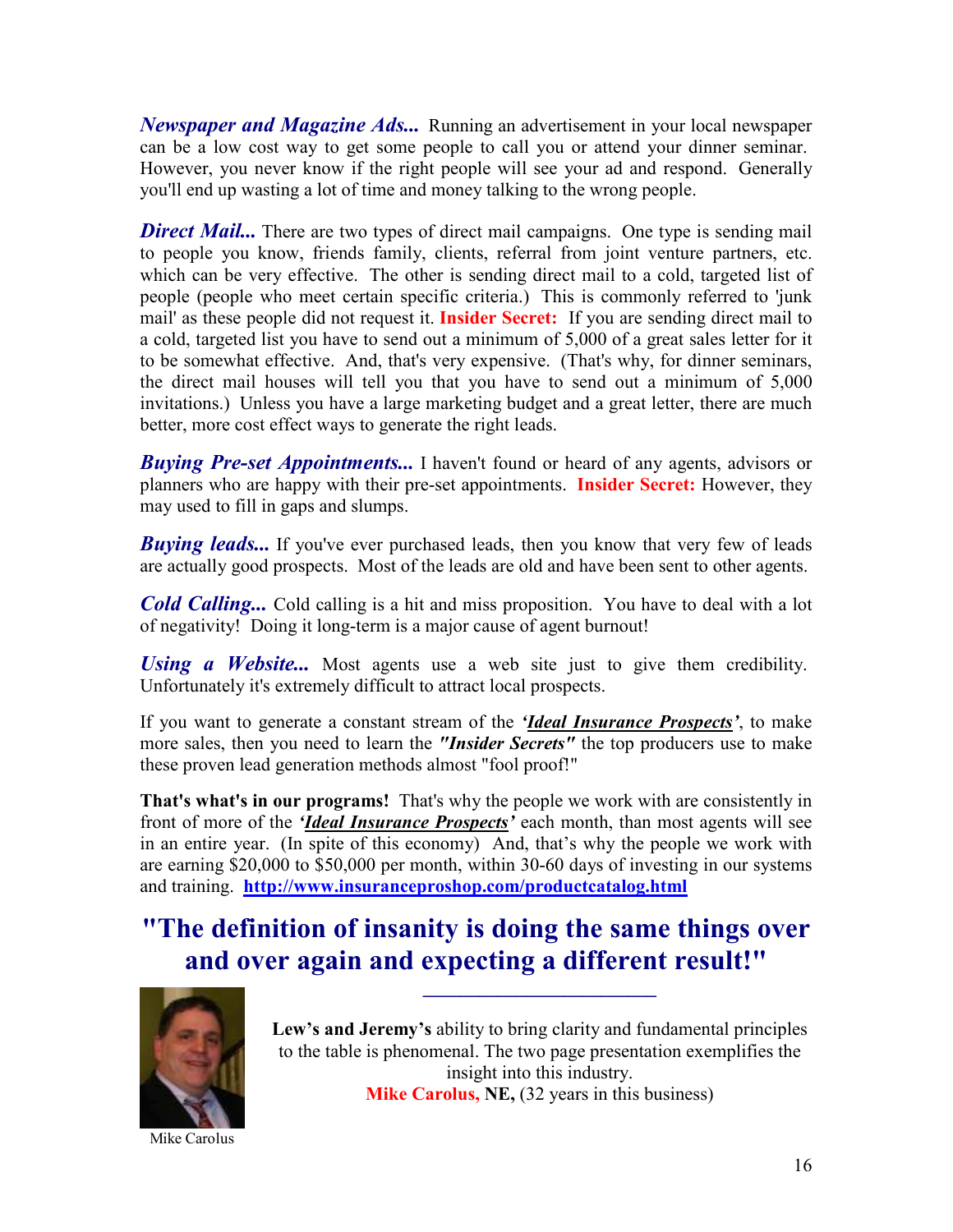***Newspaper and Magazine Ads...*** Running an advertisement in your local newspaper can be a low cost way to get some people to call you or attend your dinner seminar. However, you never know if the right people will see your ad and respond. Generally you'll end up wasting a lot of time and money talking to the wrong people.

***Direct Mail...*** There are two types of direct mail campaigns. One type is sending mail to people you know, friends family, clients, referral from joint venture partners, etc. which can be very effective. The other is sending direct mail to a cold, targeted list of people (people who meet certain specific criteria.) This is commonly referred to 'junk mail' as these people did not request it. **Insider Secret:** If you are sending direct mail to a cold, targeted list you have to send out a minimum of 5,000 of a great sales letter for it to be somewhat effective. And, that's very expensive. (That's why, for dinner seminars, the direct mail houses will tell you that you have to send out a minimum of 5,000 invitations.) Unless you have a large marketing budget and a great letter, there are much better, more cost effect ways to generate the right leads.

***Buying Pre-set Appointments...*** I haven't found or heard of any agents, advisors or planners who are happy with their pre-set appointments. **Insider Secret:** However, they may used to fill in gaps and slumps.

***Buying leads...*** If you've ever purchased leads, then you know that very few of leads are actually good prospects. Most of the leads are old and have been sent to other agents.

***Cold Calling...*** Cold calling is a hit and miss proposition. You have to deal with a lot of negativity! Doing it long-term is a major cause of agent burnout!

***Using a Website...*** Most agents use a web site just to give them credibility. Unfortunately it's extremely difficult to attract local prospects.

If you want to generate a constant stream of the ***'Ideal Insurance Prospects'***, to make more sales, then you need to learn the ***"Insider Secrets"*** the top producers use to make these proven lead generation methods almost "fool proof!"

**That's what's in our programs!** That's why the people we work with are consistently in front of more of the ***'Ideal Insurance Prospects'*** each month, than most agents will see in an entire year. (In spite of this economy) And, that's why the people we work with are earning $20,000 to $50,000 per month, within 30-60 days of investing in our systems and training. **http://www.insuranceproshop.com/productcatalog.html**

## "The definition of insanity is doing the same things over and over again and expecting a different result!"

---

**Lew's and Jeremy's** ability to bring clarity and fundamental principles to the table is phenomenal. The two page presentation exemplifies the insight into this industry.
**Mike Carolus, NE,** (32 years in this business)

Mike Carolus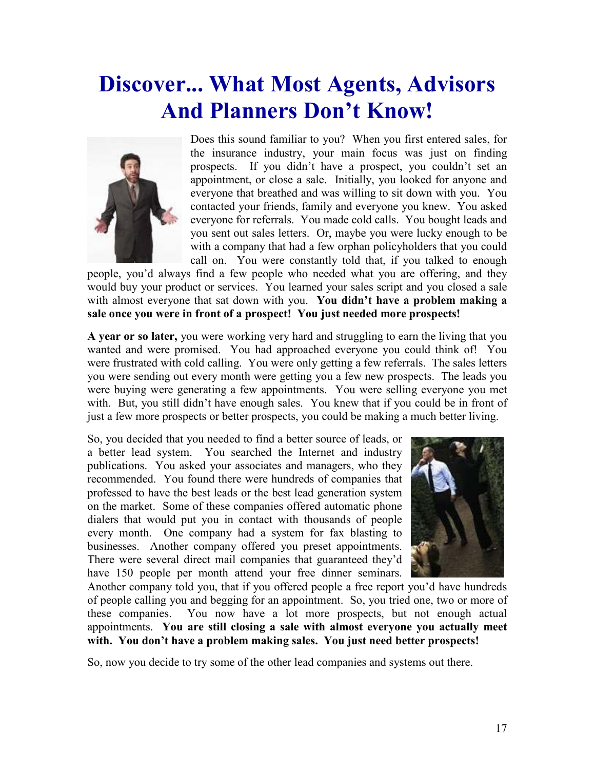# Discover... What Most Agents, Advisors And Planners Don't Know!

Does this sound familiar to you? When you first entered sales, for the insurance industry, your main focus was just on finding prospects. If you didn't have a prospect, you couldn't set an appointment, or close a sale. Initially, you looked for anyone and everyone that breathed and was willing to sit down with you. You contacted your friends, family and everyone you knew. You asked everyone for referrals. You made cold calls. You bought leads and you sent out sales letters. Or, maybe you were lucky enough to be with a company that had a few orphan policyholders that you could call on. You were constantly told that, if you talked to enough people, you'd always find a few people who needed what you are offering, and they would buy your product or services. You learned your sales script and you closed a sale with almost everyone that sat down with you. **You didn't have a problem making a sale once you were in front of a prospect! You just needed more prospects!**

**A year or so later,** you were working very hard and struggling to earn the living that you wanted and were promised. You had approached everyone you could think of! You were frustrated with cold calling. You were only getting a few referrals. The sales letters you were sending out every month were getting you a few new prospects. The leads you were buying were generating a few appointments. You were selling everyone you met with. But, you still didn't have enough sales. You knew that if you could be in front of just a few more prospects or better prospects, you could be making a much better living.

So, you decided that you needed to find a better source of leads, or a better lead system. You searched the Internet and industry publications. You asked your associates and managers, who they recommended. You found there were hundreds of companies that professed to have the best leads or the best lead generation system on the market. Some of these companies offered automatic phone dialers that would put you in contact with thousands of people every month. One company had a system for fax blasting to businesses. Another company offered you preset appointments. There were several direct mail companies that guaranteed they'd have 150 people per month attend your free dinner seminars. Another company told you, that if you offered people a free report you'd have hundreds of people calling you and begging for an appointment. So, you tried one, two or more of these companies. You now have a lot more prospects, but not enough actual appointments. **You are still closing a sale with almost everyone you actually meet with. You don't have a problem making sales. You just need better prospects!**

So, now you decide to try some of the other lead companies and systems out there.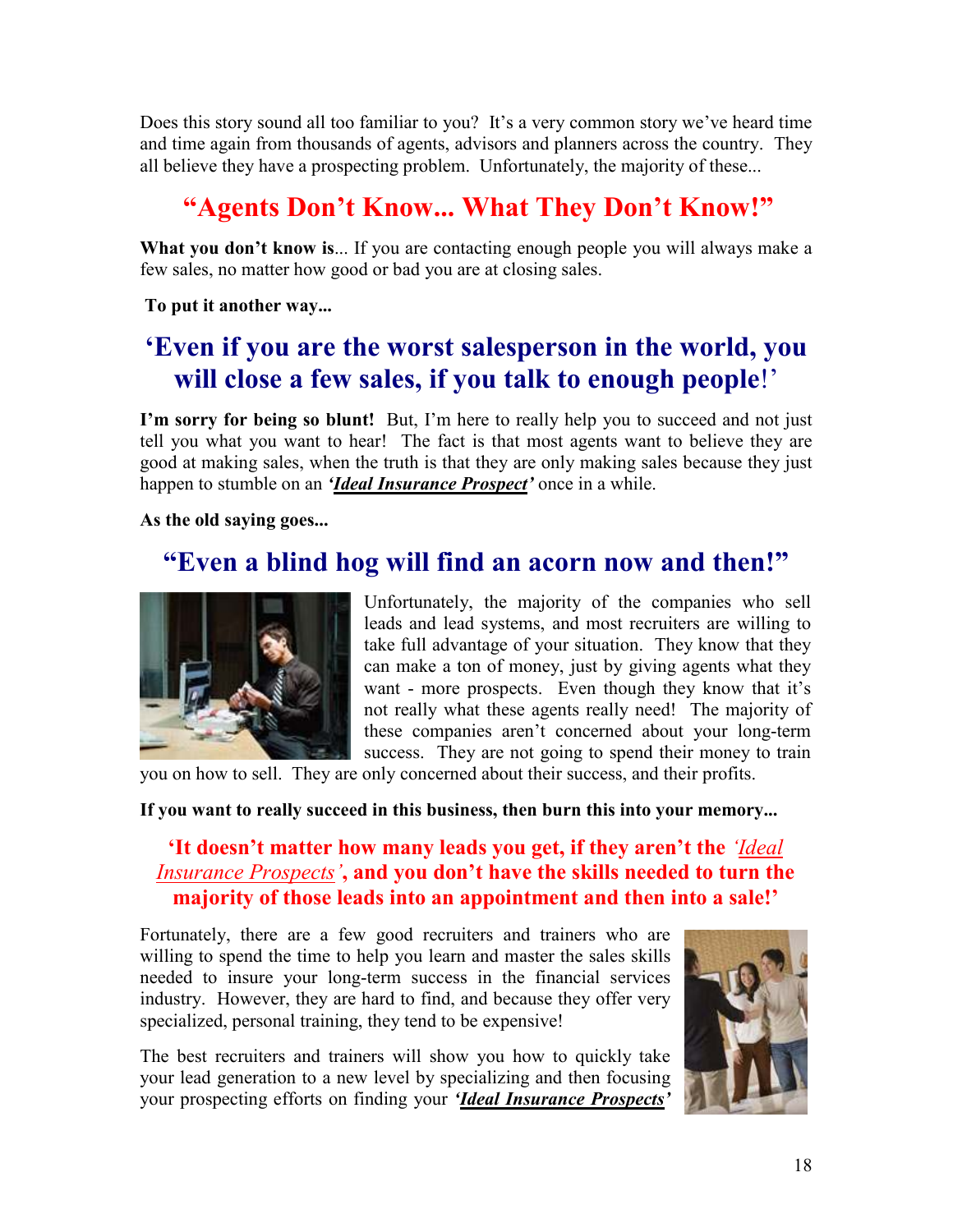Does this story sound all too familiar to you? It's a very common story we've heard time and time again from thousands of agents, advisors and planners across the country. They all believe they have a prospecting problem. Unfortunately, the majority of these...

## "Agents Don't Know... What They Don't Know!"

**What you don't know is**... If you are contacting enough people you will always make a few sales, no matter how good or bad you are at closing sales.

**To put it another way...**

## 'Even if you are the worst salesperson in the world, you will close a few sales, if you talk to enough people!'

**I'm sorry for being so blunt!** But, I'm here to really help you to succeed and not just tell you what you want to hear! The fact is that most agents want to believe they are good at making sales, when the truth is that they are only making sales because they just happen to stumble on an ***'Ideal Insurance Prospect'*** once in a while.

**As the old saying goes...**

## "Even a blind hog will find an acorn now and then!"

Unfortunately, the majority of the companies who sell leads and lead systems, and most recruiters are willing to take full advantage of your situation. They know that they can make a ton of money, just by giving agents what they want - more prospects. Even though they know that it's not really what these agents really need! The majority of these companies aren't concerned about your long-term success. They are not going to spend their money to train you on how to sell. They are only concerned about their success, and their profits.

**If you want to really succeed in this business, then burn this into your memory...**

### 'It doesn't matter how many leads you get, if they aren't the *'Ideal Insurance Prospects'*, and you don't have the skills needed to turn the majority of those leads into an appointment and then into a sale!'

Fortunately, there are a few good recruiters and trainers who are willing to spend the time to help you learn and master the sales skills needed to insure your long-term success in the financial services industry. However, they are hard to find, and because they offer very specialized, personal training, they tend to be expensive!

The best recruiters and trainers will show you how to quickly take your lead generation to a new level by specializing and then focusing your prospecting efforts on finding your ***'Ideal Insurance Prospects'***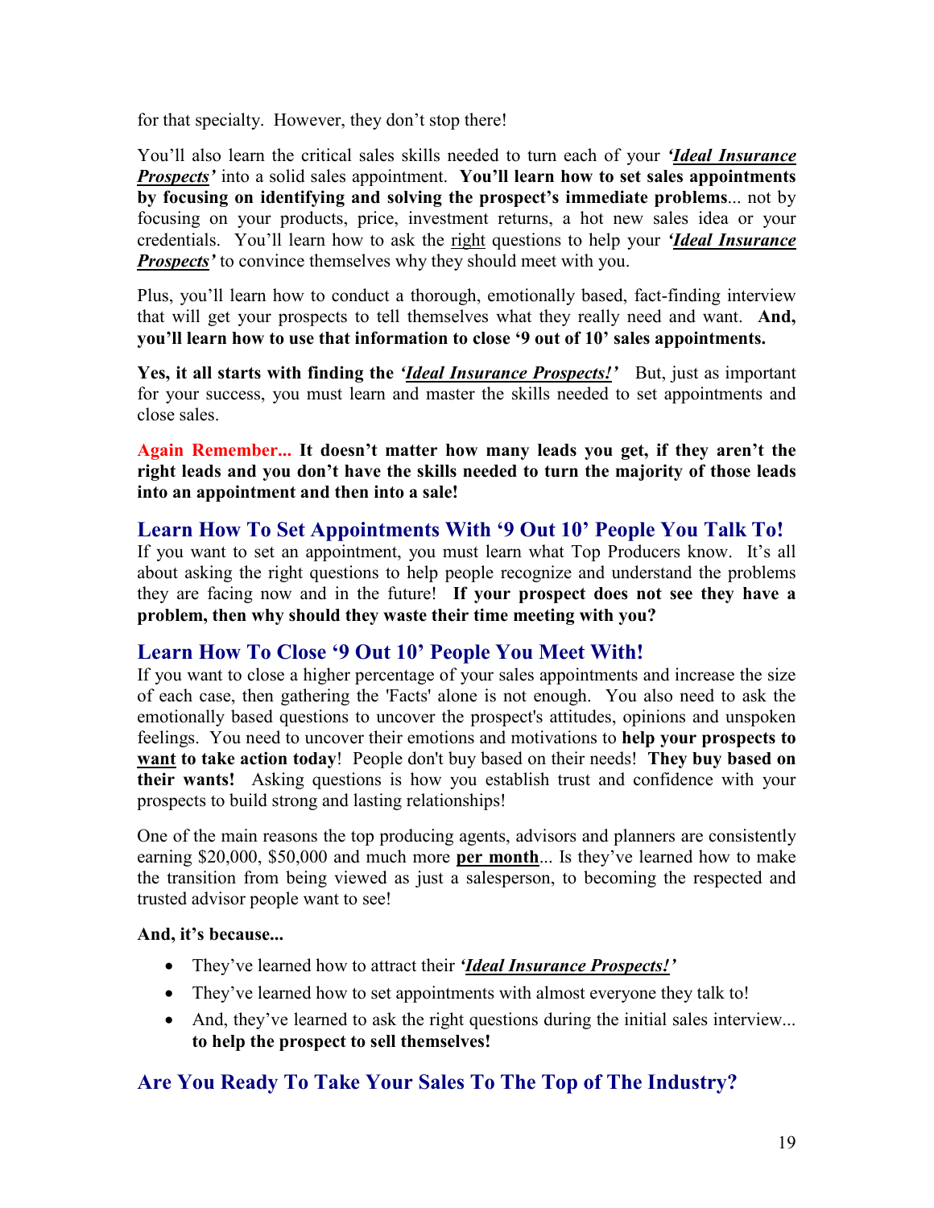for that specialty. However, they don't stop there!

You'll also learn the critical sales skills needed to turn each of your ***'Ideal Insurance Prospects'*** into a solid sales appointment. **You'll learn how to set sales appointments by focusing on identifying and solving the prospect's immediate problems**... not by focusing on your products, price, investment returns, a hot new sales idea or your credentials. You'll learn how to ask the right questions to help your ***'Ideal Insurance Prospects'*** to convince themselves why they should meet with you.

Plus, you'll learn how to conduct a thorough, emotionally based, fact-finding interview that will get your prospects to tell themselves what they really need and want. **And, you'll learn how to use that information to close '9 out of 10' sales appointments.**

**Yes, it all starts with finding the *'Ideal Insurance Prospects!'*** But, just as important for your success, you must learn and master the skills needed to set appointments and close sales.

**Again Remember... It doesn't matter how many leads you get, if they aren't the right leads and you don't have the skills needed to turn the majority of those leads into an appointment and then into a sale!**

## Learn How To Set Appointments With '9 Out 10' People You Talk To!

If you want to set an appointment, you must learn what Top Producers know. It's all about asking the right questions to help people recognize and understand the problems they are facing now and in the future! **If your prospect does not see they have a problem, then why should they waste their time meeting with you?**

## Learn How To Close '9 Out 10' People You Meet With!

If you want to close a higher percentage of your sales appointments and increase the size of each case, then gathering the 'Facts' alone is not enough. You also need to ask the emotionally based questions to uncover the prospect's attitudes, opinions and unspoken feelings. You need to uncover their emotions and motivations to **help your prospects to want to take action today**! People don't buy based on their needs! **They buy based on their wants!** Asking questions is how you establish trust and confidence with your prospects to build strong and lasting relationships!

One of the main reasons the top producing agents, advisors and planners are consistently earning $20,000, $50,000 and much more **per month**... Is they've learned how to make the transition from being viewed as just a salesperson, to becoming the respected and trusted advisor people want to see!

**And, it's because...**

- They've learned how to attract their ***'Ideal Insurance Prospects!'***
- They've learned how to set appointments with almost everyone they talk to!
- And, they've learned to ask the right questions during the initial sales interview... **to help the prospect to sell themselves!**

## Are You Ready To Take Your Sales To The Top of The Industry?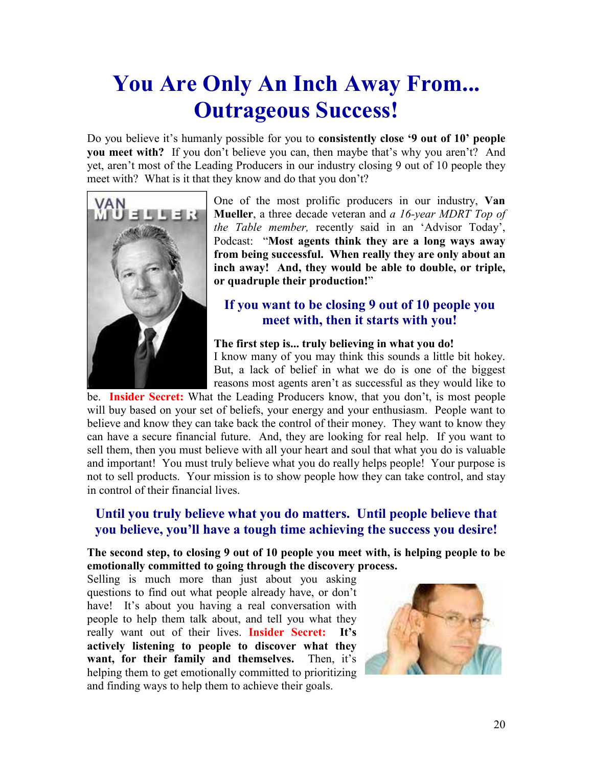# You Are Only An Inch Away From... Outrageous Success!

Do you believe it's humanly possible for you to **consistently close '9 out of 10' people you meet with?** If you don't believe you can, then maybe that's why you aren't? And yet, aren't most of the Leading Producers in our industry closing 9 out of 10 people they meet with? What is it that they know and do that you don't?

One of the most prolific producers in our industry, **Van Mueller**, a three decade veteran and *a 16-year MDRT Top of the Table member,* recently said in an 'Advisor Today', Podcast: "**Most agents think they are a long ways away from being successful. When really they are only about an inch away! And, they would be able to double, or triple, or quadruple their production!**"

### If you want to be closing 9 out of 10 people you meet with, then it starts with you!

**The first step is... truly believing in what you do!**
I know many of you may think this sounds a little bit hokey. But, a lack of belief in what we do is one of the biggest reasons most agents aren't as successful as they would like to be. **Insider Secret:** What the Leading Producers know, that you don't, is most people will buy based on your set of beliefs, your energy and your enthusiasm. People want to believe and know they can take back the control of their money. They want to know they can have a secure financial future. And, they are looking for real help. If you want to sell them, then you must believe with all your heart and soul that what you do is valuable and important! You must truly believe what you do really helps people! Your purpose is not to sell products. Your mission is to show people how they can take control, and stay in control of their financial lives.

### Until you truly believe what you do matters. Until people believe that you believe, you'll have a tough time achieving the success you desire!

**The second step, to closing 9 out of 10 people you meet with, is helping people to be emotionally committed to going through the discovery process.**
Selling is much more than just about you asking questions to find out what people already have, or don't have! It's about you having a real conversation with people to help them talk about, and tell you what they really want out of their lives. **Insider Secret: It's actively listening to people to discover what they want, for their family and themselves.** Then, it's helping them to get emotionally committed to prioritizing and finding ways to help them to achieve their goals.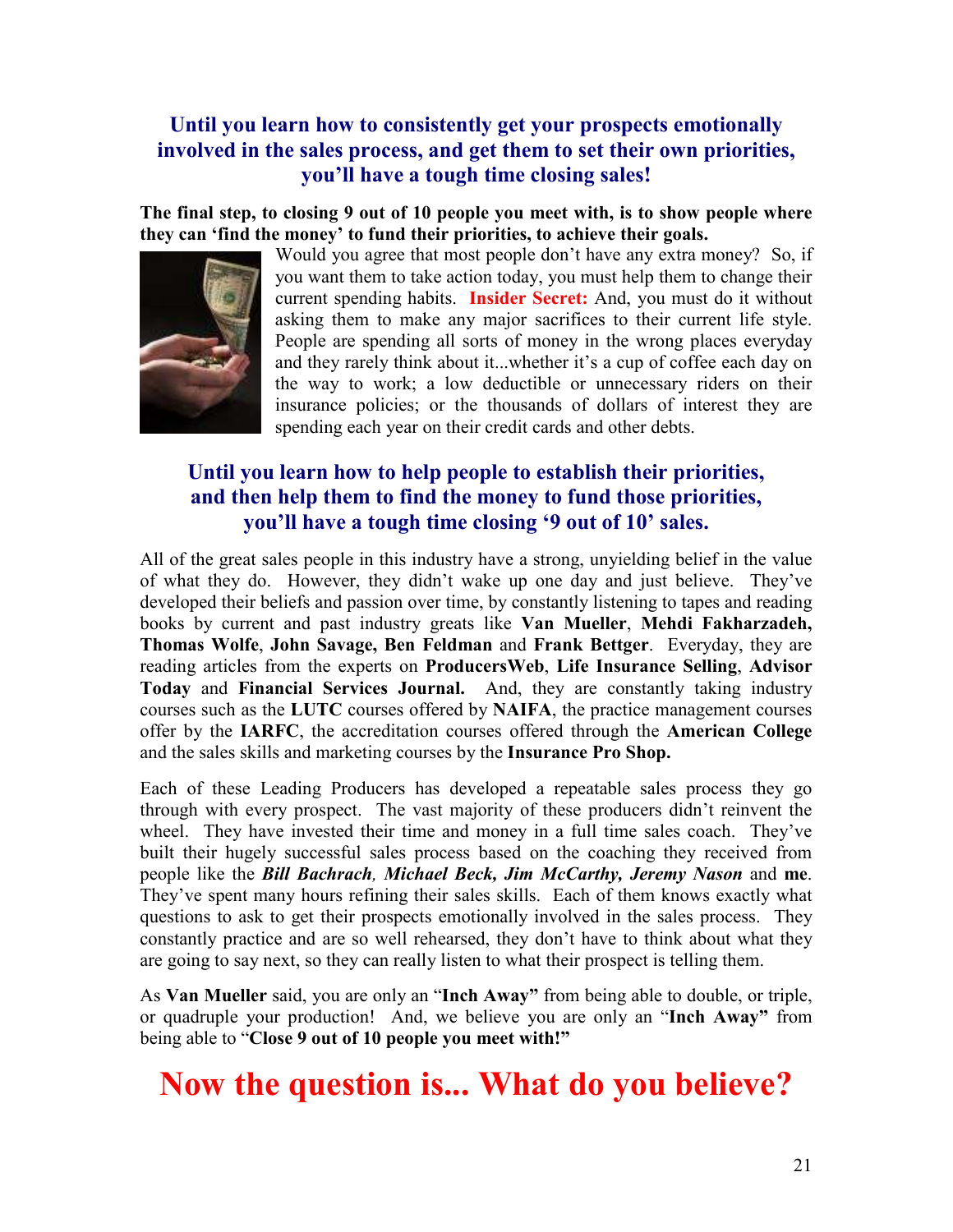### Until you learn how to consistently get your prospects emotionally involved in the sales process, and get them to set their own priorities, you'll have a tough time closing sales!

**The final step, to closing 9 out of 10 people you meet with, is to show people where they can 'find the money' to fund their priorities, to achieve their goals.**

Would you agree that most people don't have any extra money? So, if you want them to take action today, you must help them to change their current spending habits. **Insider Secret:** And, you must do it without asking them to make any major sacrifices to their current life style. People are spending all sorts of money in the wrong places everyday and they rarely think about it...whether it's a cup of coffee each day on the way to work; a low deductible or unnecessary riders on their insurance policies; or the thousands of dollars of interest they are spending each year on their credit cards and other debts.

### Until you learn how to help people to establish their priorities, and then help them to find the money to fund those priorities, you'll have a tough time closing '9 out of 10' sales.

All of the great sales people in this industry have a strong, unyielding belief in the value of what they do. However, they didn't wake up one day and just believe. They've developed their beliefs and passion over time, by constantly listening to tapes and reading books by current and past industry greats like **Van Mueller**, **Mehdi Fakharzadeh, Thomas Wolfe**, **John Savage, Ben Feldman** and **Frank Bettger**. Everyday, they are reading articles from the experts on **ProducersWeb**, **Life Insurance Selling**, **Advisor Today** and **Financial Services Journal.** And, they are constantly taking industry courses such as the **LUTC** courses offered by **NAIFA**, the practice management courses offer by the **IARFC**, the accreditation courses offered through the **American College** and the sales skills and marketing courses by the **Insurance Pro Shop.**

Each of these Leading Producers has developed a repeatable sales process they go through with every prospect. The vast majority of these producers didn't reinvent the wheel. They have invested their time and money in a full time sales coach. They've built their hugely successful sales process based on the coaching they received from people like the ***Bill Bachrach**, **Michael Beck, Jim McCarthy, Jeremy Nason*** and **me**. They've spent many hours refining their sales skills. Each of them knows exactly what questions to ask to get their prospects emotionally involved in the sales process. They constantly practice and are so well rehearsed, they don't have to think about what they are going to say next, so they can really listen to what their prospect is telling them.

As **Van Mueller** said, you are only an "**Inch Away"** from being able to double, or triple, or quadruple your production! And, we believe you are only an "**Inch Away"** from being able to "**Close 9 out of 10 people you meet with!"**

# Now the question is... What do you believe?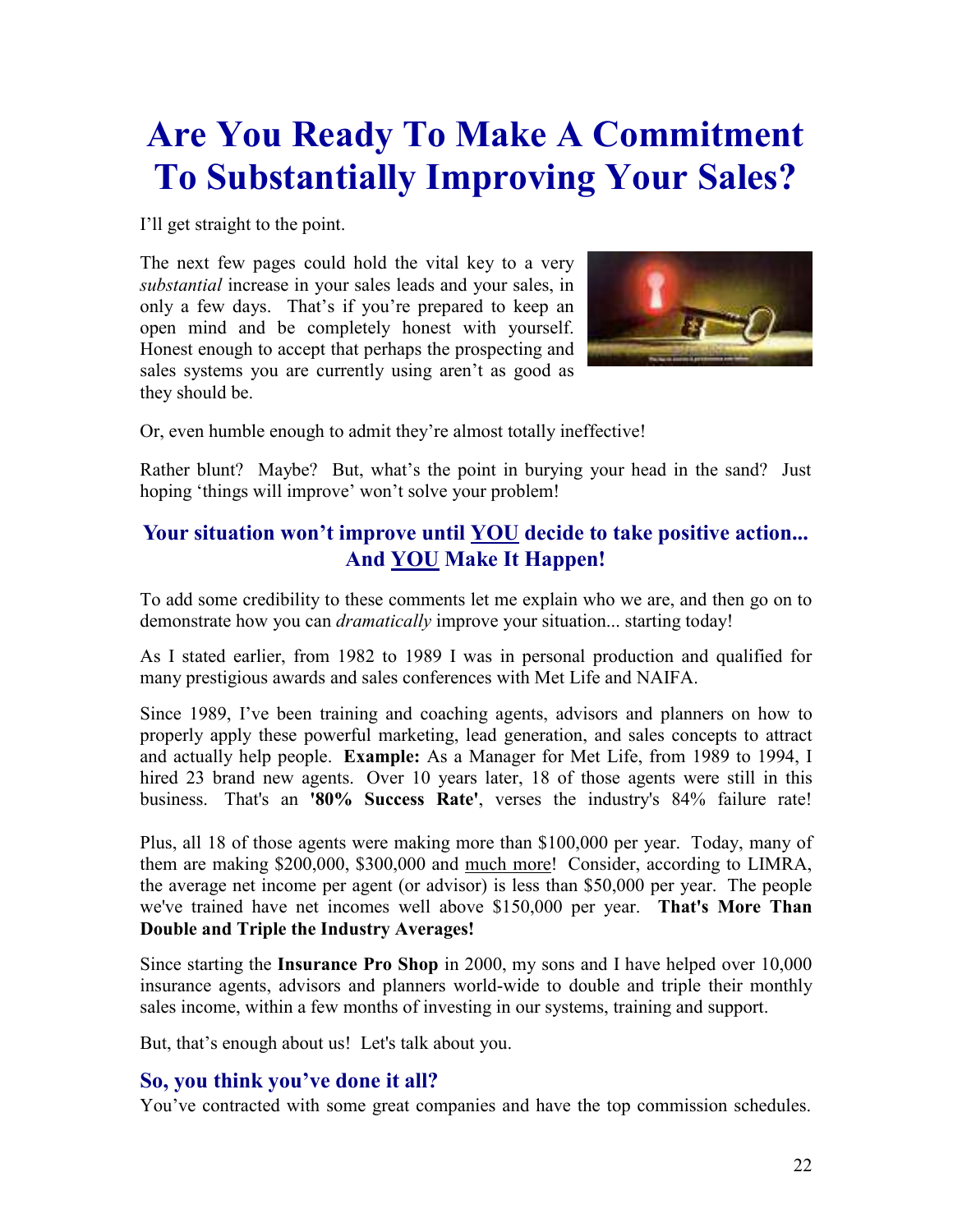# Are You Ready To Make A Commitment To Substantially Improving Your Sales?

I'll get straight to the point.

The next few pages could hold the vital key to a very *substantial* increase in your sales leads and your sales, in only a few days. That's if you're prepared to keep an open mind and be completely honest with yourself. Honest enough to accept that perhaps the prospecting and sales systems you are currently using aren't as good as they should be.

Or, even humble enough to admit they're almost totally ineffective!

Rather blunt? Maybe? But, what's the point in burying your head in the sand? Just hoping 'things will improve' won't solve your problem!

### Your situation won't improve until <u>YOU</u> decide to take positive action... And <u>YOU</u> Make It Happen!

To add some credibility to these comments let me explain who we are, and then go on to demonstrate how you can *dramatically* improve your situation... starting today!

As I stated earlier, from 1982 to 1989 I was in personal production and qualified for many prestigious awards and sales conferences with Met Life and NAIFA.

Since 1989, I've been training and coaching agents, advisors and planners on how to properly apply these powerful marketing, lead generation, and sales concepts to attract and actually help people. **Example:** As a Manager for Met Life, from 1989 to 1994, I hired 23 brand new agents. Over 10 years later, 18 of those agents were still in this business. That's an **'80% Success Rate'**, verses the industry's 84% failure rate!

Plus, all 18 of those agents were making more than $100,000 per year. Today, many of them are making $200,000, $300,000 and <u>much more</u>! Consider, according to LIMRA, the average net income per agent (or advisor) is less than $50,000 per year. The people we've trained have net incomes well above $150,000 per year. **That's More Than Double and Triple the Industry Averages!**

Since starting the **Insurance Pro Shop** in 2000, my sons and I have helped over 10,000 insurance agents, advisors and planners world-wide to double and triple their monthly sales income, within a few months of investing in our systems, training and support.

But, that's enough about us! Let's talk about you.

### So, you think you've done it all?

You've contracted with some great companies and have the top commission schedules.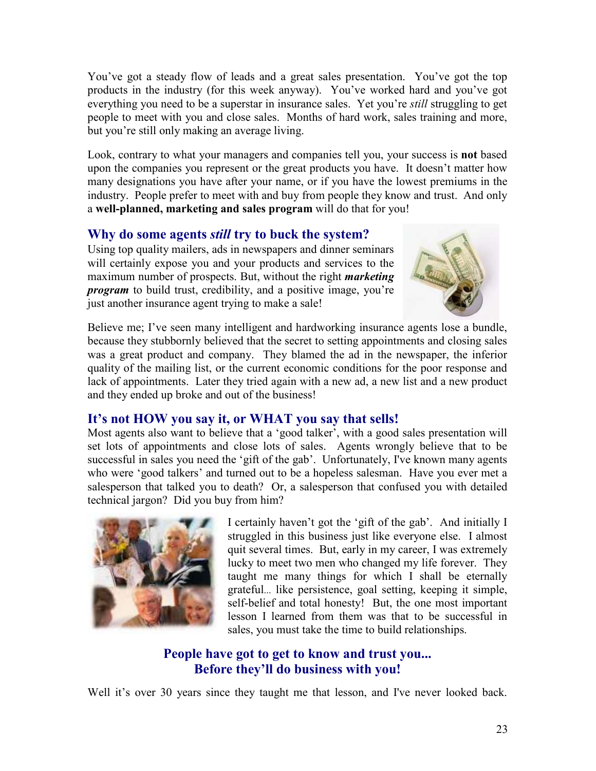You've got a steady flow of leads and a great sales presentation. You've got the top products in the industry (for this week anyway). You've worked hard and you've got everything you need to be a superstar in insurance sales. Yet you're *still* struggling to get people to meet with you and close sales. Months of hard work, sales training and more, but you're still only making an average living.

Look, contrary to what your managers and companies tell you, your success is **not** based upon the companies you represent or the great products you have. It doesn't matter how many designations you have after your name, or if you have the lowest premiums in the industry. People prefer to meet with and buy from people they know and trust. And only a **well-planned, marketing and sales program** will do that for you!

## Why do some agents *still* try to buck the system?

Using top quality mailers, ads in newspapers and dinner seminars will certainly expose you and your products and services to the maximum number of prospects. But, without the right ***marketing program*** to build trust, credibility, and a positive image, you're just another insurance agent trying to make a sale!

Believe me; I've seen many intelligent and hardworking insurance agents lose a bundle, because they stubbornly believed that the secret to setting appointments and closing sales was a great product and company. They blamed the ad in the newspaper, the inferior quality of the mailing list, or the current economic conditions for the poor response and lack of appointments. Later they tried again with a new ad, a new list and a new product and they ended up broke and out of the business!

## It's not HOW you say it, or WHAT you say that sells!

Most agents also want to believe that a 'good talker', with a good sales presentation will set lots of appointments and close lots of sales. Agents wrongly believe that to be successful in sales you need the 'gift of the gab'. Unfortunately, I've known many agents who were 'good talkers' and turned out to be a hopeless salesman. Have you ever met a salesperson that talked you to death? Or, a salesperson that confused you with detailed technical jargon? Did you buy from him?

I certainly haven't got the 'gift of the gab'. And initially I struggled in this business just like everyone else. I almost quit several times. But, early in my career, I was extremely lucky to meet two men who changed my life forever. They taught me many things for which I shall be eternally grateful... like persistence, goal setting, keeping it simple, self-belief and total honesty! But, the one most important lesson I learned from them was that to be successful in sales, you must take the time to build relationships.

## People have got to get to know and trust you... Before they'll do business with you!

Well it's over 30 years since they taught me that lesson, and I've never looked back.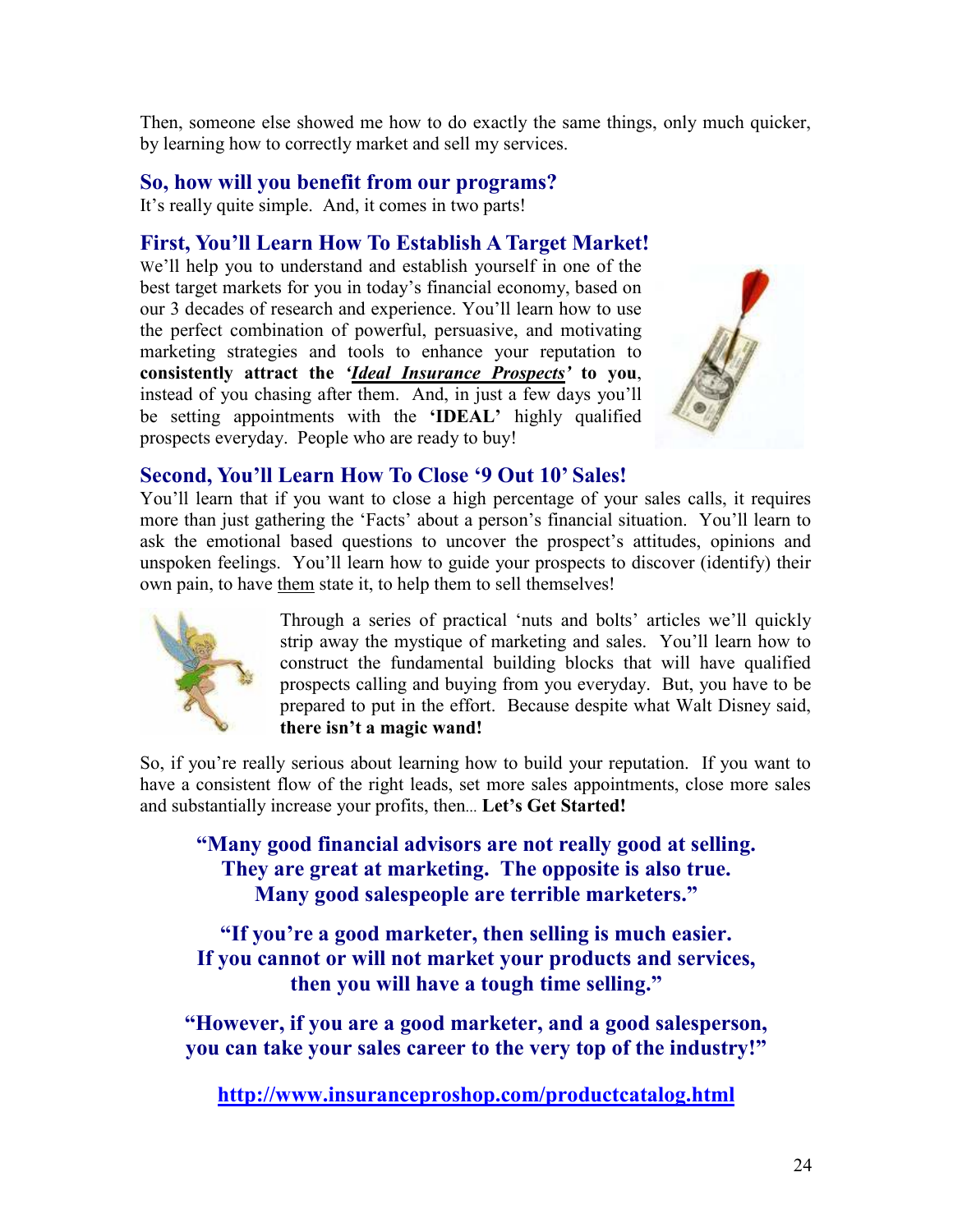Then, someone else showed me how to do exactly the same things, only much quicker, by learning how to correctly market and sell my services.

### So, how will you benefit from our programs?

It's really quite simple. And, it comes in two parts!

### First, You'll Learn How To Establish A Target Market!

We'll help you to understand and establish yourself in one of the best target markets for you in today's financial economy, based on our 3 decades of research and experience. You'll learn how to use the perfect combination of powerful, persuasive, and motivating marketing strategies and tools to enhance your reputation to **consistently attract the *'Ideal Insurance Prospects'* to you**, instead of you chasing after them. And, in just a few days you'll be setting appointments with the **'IDEAL'** highly qualified prospects everyday. People who are ready to buy!

### Second, You'll Learn How To Close '9 Out 10' Sales!

You'll learn that if you want to close a high percentage of your sales calls, it requires more than just gathering the 'Facts' about a person's financial situation. You'll learn to ask the emotional based questions to uncover the prospect's attitudes, opinions and unspoken feelings. You'll learn how to guide your prospects to discover (identify) their own pain, to have them state it, to help them to sell themselves!

Through a series of practical 'nuts and bolts' articles we'll quickly strip away the mystique of marketing and sales. You'll learn how to construct the fundamental building blocks that will have qualified prospects calling and buying from you everyday. But, you have to be prepared to put in the effort. Because despite what Walt Disney said, **there isn't a magic wand!**

So, if you're really serious about learning how to build your reputation. If you want to have a consistent flow of the right leads, set more sales appointments, close more sales and substantially increase your profits, then... **Let's Get Started!**

**"Many good financial advisors are not really good at selling. They are great at marketing. The opposite is also true. Many good salespeople are terrible marketers."**

**"If you're a good marketer, then selling is much easier. If you cannot or will not market your products and services, then you will have a tough time selling."**

**"However, if you are a good marketer, and a good salesperson, you can take your sales career to the very top of the industry!"**

**http://www.insuranceproshop.com/productcatalog.html**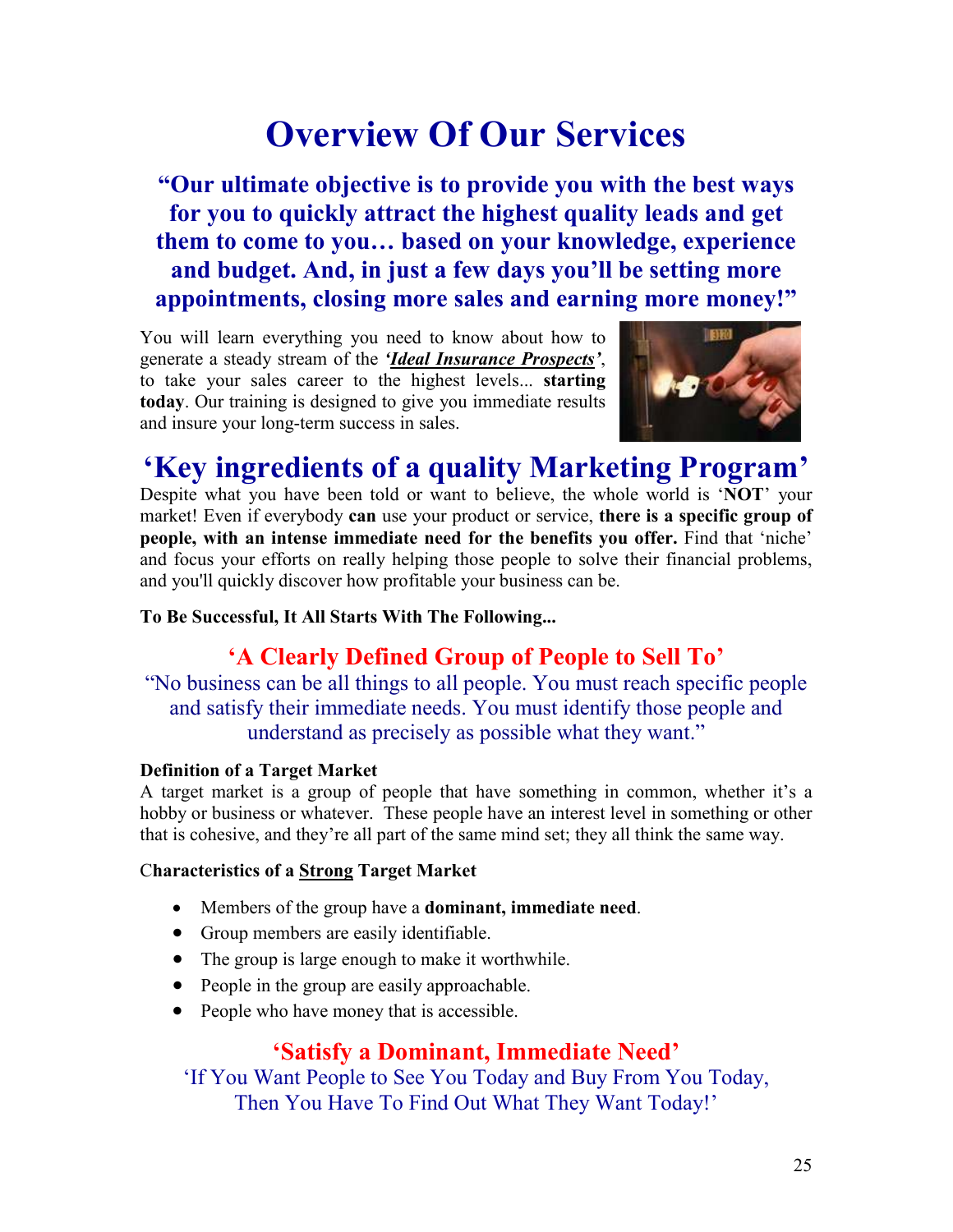# Overview Of Our Services

**"Our ultimate objective is to provide you with the best ways for you to quickly attract the highest quality leads and get them to come to you… based on your knowledge, experience and budget. And, in just a few days you'll be setting more appointments, closing more sales and earning more money!"**

You will learn everything you need to know about how to generate a steady stream of the ***'Ideal Insurance Prospects'***, to take your sales career to the highest levels... **starting today**. Our training is designed to give you immediate results and insure your long-term success in sales.

## 'Key ingredients of a quality Marketing Program'

Despite what you have been told or want to believe, the whole world is '**NOT**' your market! Even if everybody **can** use your product or service, **there is a specific group of people, with an intense immediate need for the benefits you offer.** Find that 'niche' and focus your efforts on really helping those people to solve their financial problems, and you'll quickly discover how profitable your business can be.

**To Be Successful, It All Starts With The Following...**

### 'A Clearly Defined Group of People to Sell To'

"No business can be all things to all people. You must reach specific people and satisfy their immediate needs. You must identify those people and understand as precisely as possible what they want."

**Definition of a Target Market**

A target market is a group of people that have something in common, whether it's a hobby or business or whatever. These people have an interest level in something or other that is cohesive, and they're all part of the same mind set; they all think the same way.

**Characteristics of a Strong Target Market**

- Members of the group have a **dominant, immediate need**.
- Group members are easily identifiable.
- The group is large enough to make it worthwhile.
- People in the group are easily approachable.
- People who have money that is accessible.

### 'Satisfy a Dominant, Immediate Need'

'If You Want People to See You Today and Buy From You Today, Then You Have To Find Out What They Want Today!'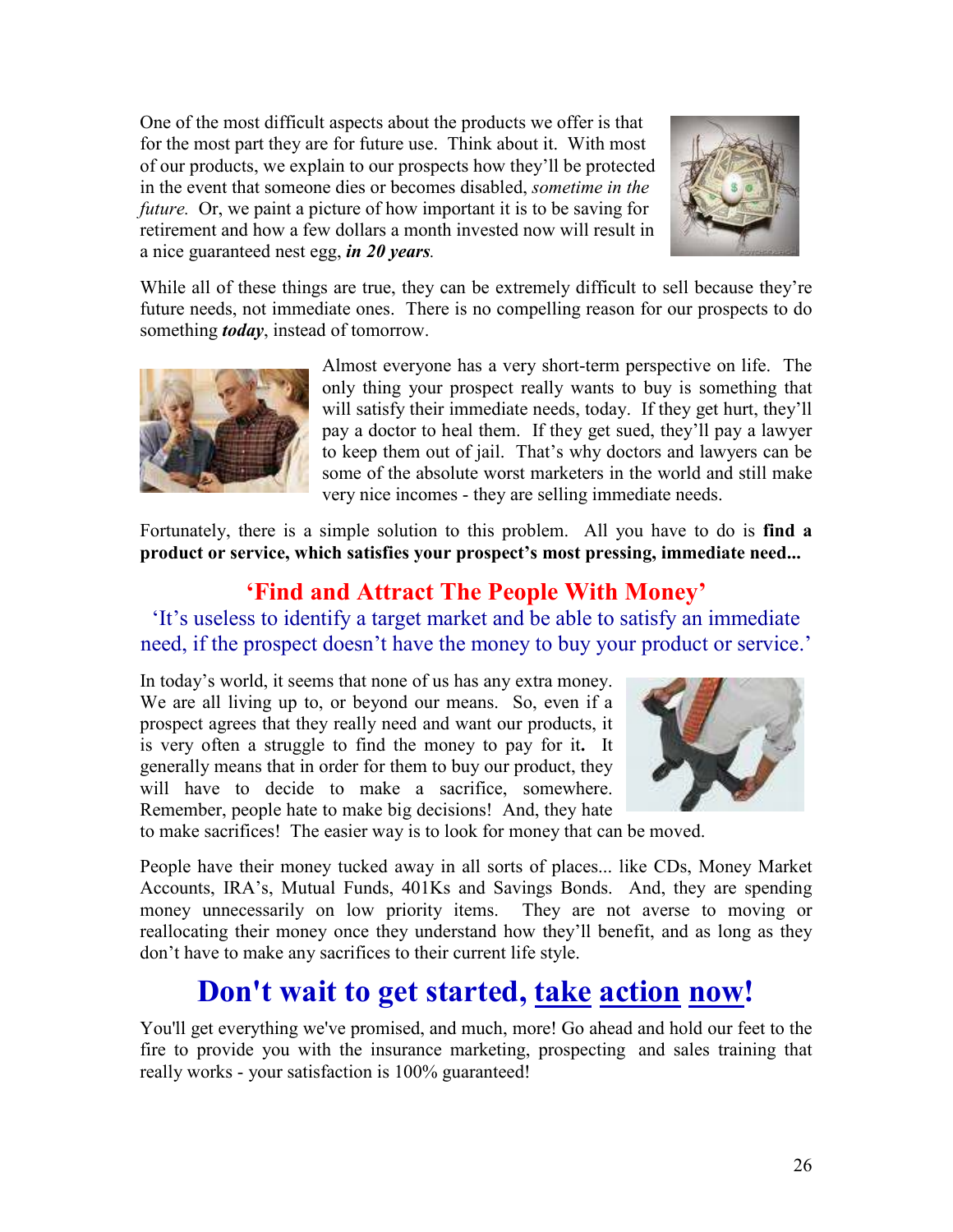One of the most difficult aspects about the products we offer is that for the most part they are for future use. Think about it. With most of our products, we explain to our prospects how they'll be protected in the event that someone dies or becomes disabled, *sometime in the future.* Or, we paint a picture of how important it is to be saving for retirement and how a few dollars a month invested now will result in a nice guaranteed nest egg, ***in 20 years***.

While all of these things are true, they can be extremely difficult to sell because they're future needs, not immediate ones. There is no compelling reason for our prospects to do something ***today***, instead of tomorrow.

Almost everyone has a very short-term perspective on life. The only thing your prospect really wants to buy is something that will satisfy their immediate needs, today. If they get hurt, they'll pay a doctor to heal them. If they get sued, they'll pay a lawyer to keep them out of jail. That's why doctors and lawyers can be some of the absolute worst marketers in the world and still make very nice incomes - they are selling immediate needs.

Fortunately, there is a simple solution to this problem. All you have to do is **find a product or service, which satisfies your prospect's most pressing, immediate need...**

## 'Find and Attract The People With Money'

'It's useless to identify a target market and be able to satisfy an immediate need, if the prospect doesn't have the money to buy your product or service.'

In today's world, it seems that none of us has any extra money. We are all living up to, or beyond our means. So, even if a prospect agrees that they really need and want our products, it is very often a struggle to find the money to pay for it**.** It generally means that in order for them to buy our product, they will have to decide to make a sacrifice, somewhere. Remember, people hate to make big decisions! And, they hate to make sacrifices! The easier way is to look for money that can be moved.

People have their money tucked away in all sorts of places... like CDs, Money Market Accounts, IRA's, Mutual Funds, 401Ks and Savings Bonds. And, they are spending money unnecessarily on low priority items. They are not averse to moving or reallocating their money once they understand how they'll benefit, and as long as they don't have to make any sacrifices to their current life style.

# Don't wait to get started, take action now!

You'll get everything we've promised, and much, more! Go ahead and hold our feet to the fire to provide you with the insurance marketing, prospecting and sales training that really works - your satisfaction is 100% guaranteed!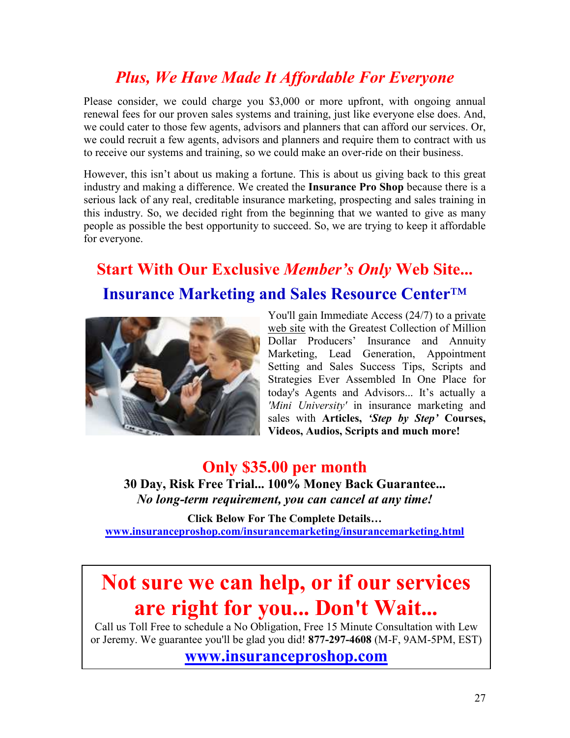## *Plus, We Have Made It Affordable For Everyone*

Please consider, we could charge you $3,000 or more upfront, with ongoing annual renewal fees for our proven sales systems and training, just like everyone else does. And, we could cater to those few agents, advisors and planners that can afford our services. Or, we could recruit a few agents, advisors and planners and require them to contract with us to receive our systems and training, so we could make an over-ride on their business.

However, this isn't about us making a fortune. This is about us giving back to this great industry and making a difference. We created the **Insurance Pro Shop** because there is a serious lack of any real, creditable insurance marketing, prospecting and sales training in this industry. So, we decided right from the beginning that we wanted to give as many people as possible the best opportunity to succeed. So, we are trying to keep it affordable for everyone.

## Start With Our Exclusive *Member's Only* Web Site...

## Insurance Marketing and Sales Resource Center™

You'll gain Immediate Access (24/7) to a private web site with the Greatest Collection of Million Dollar Producers' Insurance and Annuity Marketing, Lead Generation, Appointment Setting and Sales Success Tips, Scripts and Strategies Ever Assembled In One Place for today's Agents and Advisors... It's actually a *'Mini University'* in insurance marketing and sales with **Articles, *'Step by Step'* Courses, Videos, Audios, Scripts and much more!**

## Only $35.00 per month

**30 Day, Risk Free Trial... 100% Money Back Guarantee...**

***No long-term requirement, you can cancel at any time!***

**Click Below For The Complete Details…**

**www.insuranceproshop.com/insurancemarketing/insurancemarketing.html**

## Not sure we can help, or if our services are right for you... Don't Wait...

Call us Toll Free to schedule a No Obligation, Free 15 Minute Consultation with Lew or Jeremy. We guarantee you'll be glad you did! **877-297-4608** (M-F, 9AM-5PM, EST)

**www.insuranceproshop.com**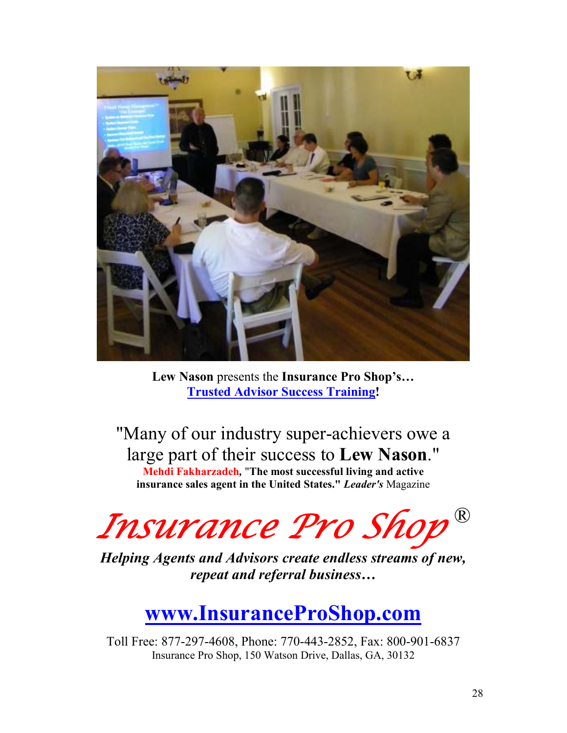**Lew Nason** presents the **Insurance Pro Shop's…**
**Trusted Advisor Success Training!**

"Many of our industry super-achievers owe a large part of their success to **Lew Nason**."

**Mehdi Fakharzadeh, "The most successful living and active insurance sales agent in the United States."** ***Leader's*** Magazine

# *Insurance Pro Shop*®

***Helping Agents and Advisors create endless streams of new, repeat and referral business…***

## www.InsuranceProShop.com

Toll Free: 877-297-4608, Phone: 770-443-2852, Fax: 800-901-6837
Insurance Pro Shop, 150 Watson Drive, Dallas, GA, 30132